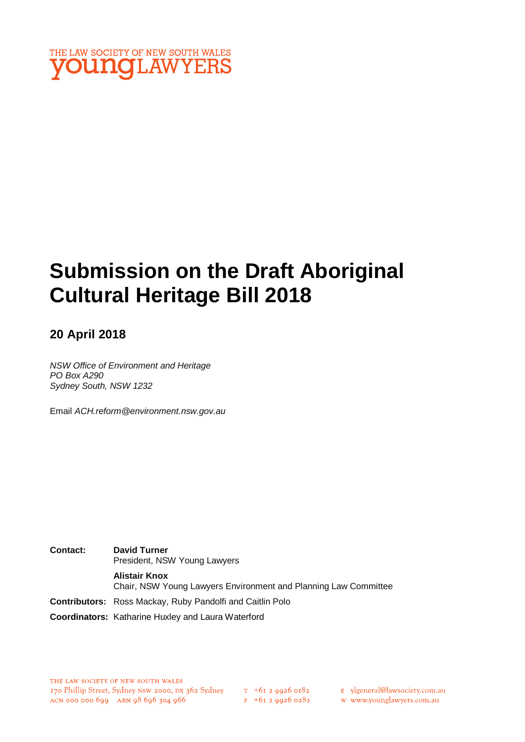THE LAW SOCIETY OF NEW SOUTH WALES
**young**LAWYERS

# Submission on the Draft Aboriginal Cultural Heritage Bill 2018

## 20 April 2018

*NSW Office of Environment and Heritage*
*PO Box A290*
*Sydney South, NSW 1232*

Email *ACH.reform@environment.nsw.gov.au*

**Contact:** **David Turner**
President, NSW Young Lawyers

**Alistair Knox**
Chair, NSW Young Lawyers Environment and Planning Law Committee

**Contributors:** Ross Mackay, Ruby Pandolfi and Caitlin Polo

**Coordinators:** Katharine Huxley and Laura Waterford

THE LAW SOCIETY OF NEW SOUTH WALES
170 Phillip Street, Sydney NSW 2000, DX 362 Sydney
ACN 000 000 699 ABN 98 696 304 966
T +61 2 9926 0182
F +61 2 9926 0282
E ylgeneral@lawsociety.com.au
W www.younglawyers.com.au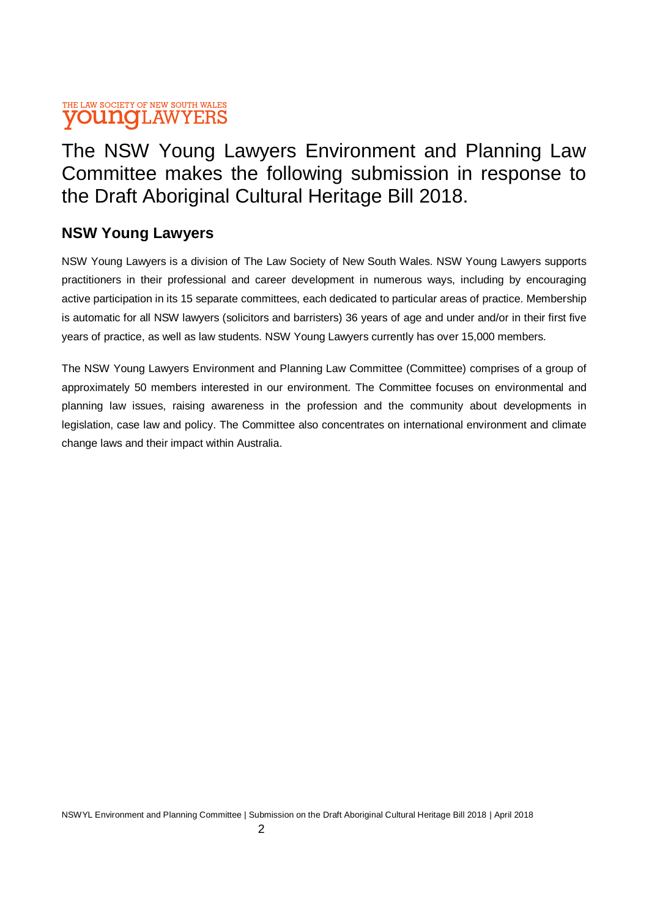THE LAW SOCIETY OF NEW SOUTH WALES
**youngLAWYERS**

# The NSW Young Lawyers Environment and Planning Law Committee makes the following submission in response to the Draft Aboriginal Cultural Heritage Bill 2018.

## NSW Young Lawyers

NSW Young Lawyers is a division of The Law Society of New South Wales. NSW Young Lawyers supports practitioners in their professional and career development in numerous ways, including by encouraging active participation in its 15 separate committees, each dedicated to particular areas of practice. Membership is automatic for all NSW lawyers (solicitors and barristers) 36 years of age and under and/or in their first five years of practice, as well as law students. NSW Young Lawyers currently has over 15,000 members.

The NSW Young Lawyers Environment and Planning Law Committee (Committee) comprises of a group of approximately 50 members interested in our environment. The Committee focuses on environmental and planning law issues, raising awareness in the profession and the community about developments in legislation, case law and policy. The Committee also concentrates on international environment and climate change laws and their impact within Australia.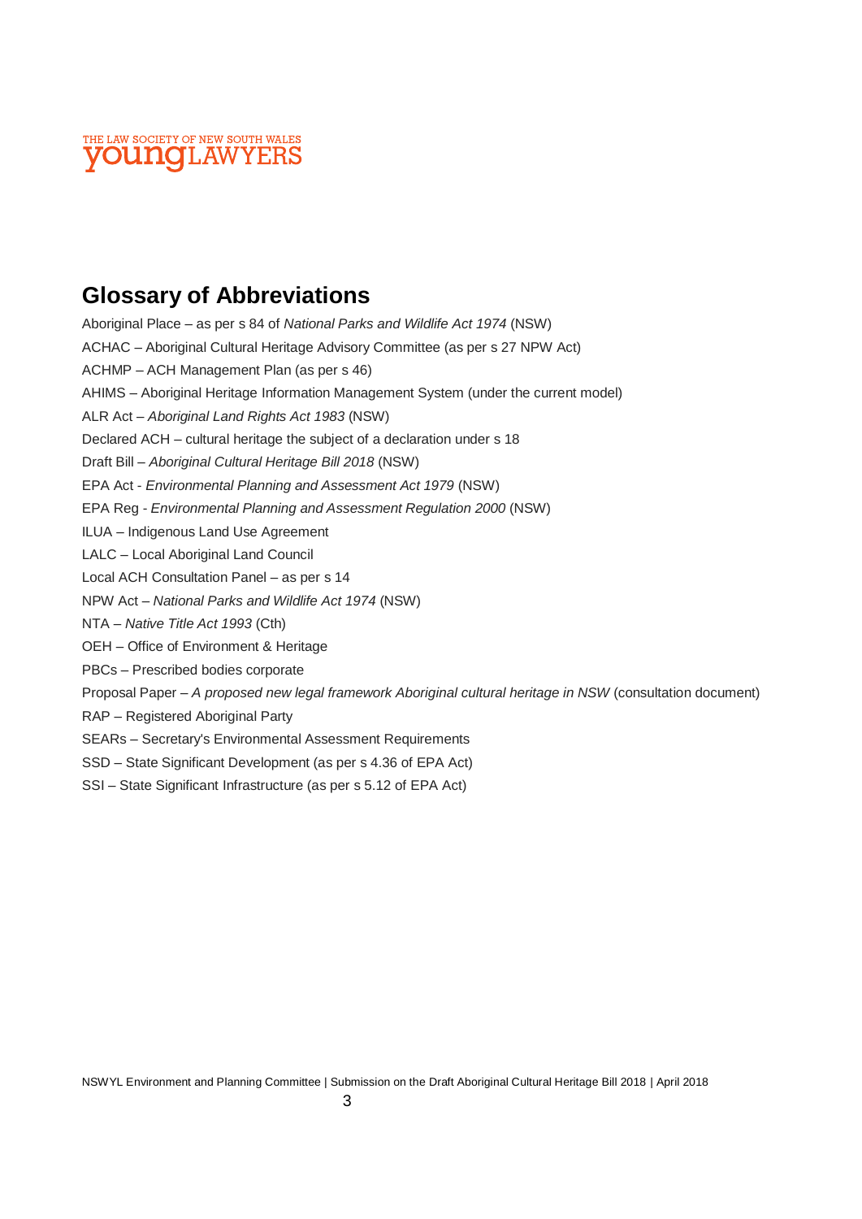## Glossary of Abbreviations

Aboriginal Place – as per s 84 of *National Parks and Wildlife Act 1974* (NSW)

ACHAC – Aboriginal Cultural Heritage Advisory Committee (as per s 27 NPW Act)

ACHMP – ACH Management Plan (as per s 46)

AHIMS – Aboriginal Heritage Information Management System (under the current model)

ALR Act – *Aboriginal Land Rights Act 1983* (NSW)

Declared ACH – cultural heritage the subject of a declaration under s 18

Draft Bill – *Aboriginal Cultural Heritage Bill 2018* (NSW)

EPA Act - *Environmental Planning and Assessment Act 1979* (NSW)

EPA Reg - *Environmental Planning and Assessment Regulation 2000* (NSW)

ILUA – Indigenous Land Use Agreement

LALC – Local Aboriginal Land Council

Local ACH Consultation Panel – as per s 14

NPW Act – *National Parks and Wildlife Act 1974* (NSW)

NTA – *Native Title Act 1993* (Cth)

OEH – Office of Environment & Heritage

PBCs – Prescribed bodies corporate

Proposal Paper – *A proposed new legal framework Aboriginal cultural heritage in NSW* (consultation document)

RAP – Registered Aboriginal Party

SEARs – Secretary's Environmental Assessment Requirements

SSD – State Significant Development (as per s 4.36 of EPA Act)

SSI – State Significant Infrastructure (as per s 5.12 of EPA Act)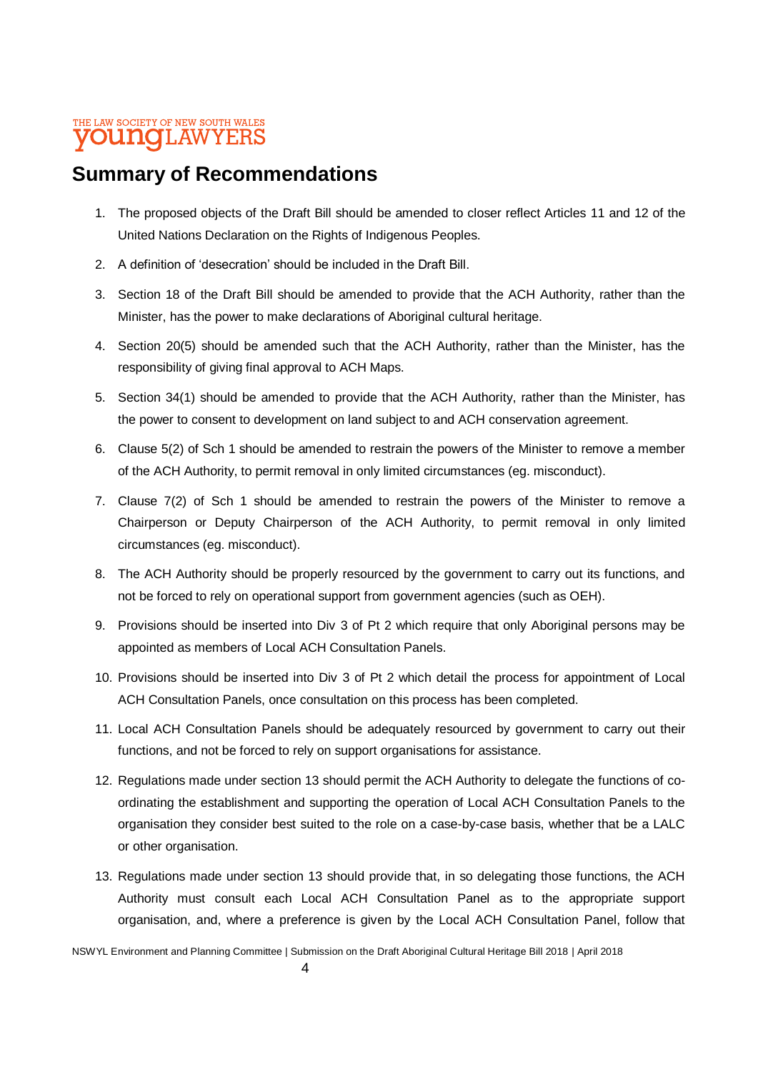## Summary of Recommendations

1. The proposed objects of the Draft Bill should be amended to closer reflect Articles 11 and 12 of the United Nations Declaration on the Rights of Indigenous Peoples.
2. A definition of 'desecration' should be included in the Draft Bill.
3. Section 18 of the Draft Bill should be amended to provide that the ACH Authority, rather than the Minister, has the power to make declarations of Aboriginal cultural heritage.
4. Section 20(5) should be amended such that the ACH Authority, rather than the Minister, has the responsibility of giving final approval to ACH Maps.
5. Section 34(1) should be amended to provide that the ACH Authority, rather than the Minister, has the power to consent to development on land subject to and ACH conservation agreement.
6. Clause 5(2) of Sch 1 should be amended to restrain the powers of the Minister to remove a member of the ACH Authority, to permit removal in only limited circumstances (eg. misconduct).
7. Clause 7(2) of Sch 1 should be amended to restrain the powers of the Minister to remove a Chairperson or Deputy Chairperson of the ACH Authority, to permit removal in only limited circumstances (eg. misconduct).
8. The ACH Authority should be properly resourced by the government to carry out its functions, and not be forced to rely on operational support from government agencies (such as OEH).
9. Provisions should be inserted into Div 3 of Pt 2 which require that only Aboriginal persons may be appointed as members of Local ACH Consultation Panels.
10. Provisions should be inserted into Div 3 of Pt 2 which detail the process for appointment of Local ACH Consultation Panels, once consultation on this process has been completed.
11. Local ACH Consultation Panels should be adequately resourced by government to carry out their functions, and not be forced to rely on support organisations for assistance.
12. Regulations made under section 13 should permit the ACH Authority to delegate the functions of co-ordinating the establishment and supporting the operation of Local ACH Consultation Panels to the organisation they consider best suited to the role on a case-by-case basis, whether that be a LALC or other organisation.
13. Regulations made under section 13 should provide that, in so delegating those functions, the ACH Authority must consult each Local ACH Consultation Panel as to the appropriate support organisation, and, where a preference is given by the Local ACH Consultation Panel, follow that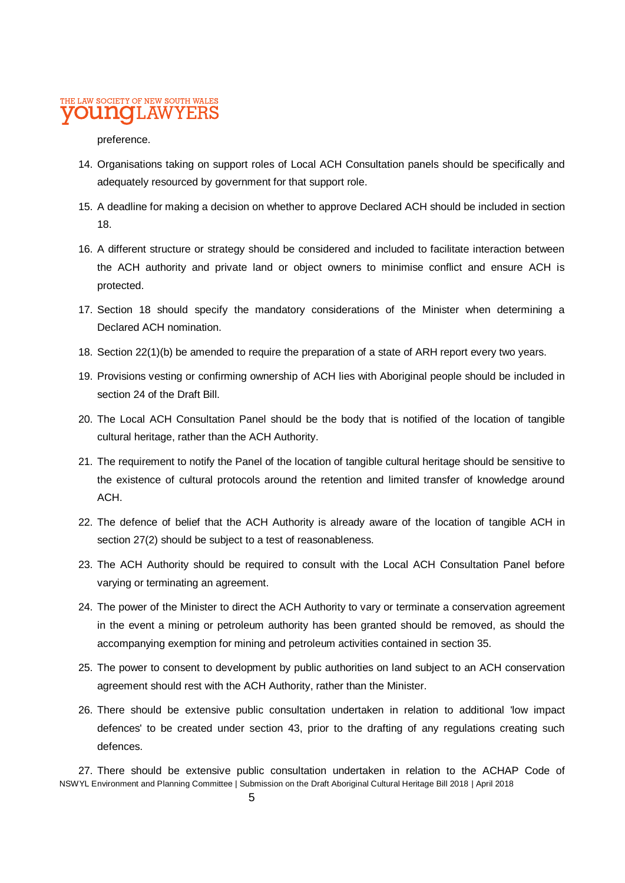preference.

14. Organisations taking on support roles of Local ACH Consultation panels should be specifically and adequately resourced by government for that support role.
15. A deadline for making a decision on whether to approve Declared ACH should be included in section 18.
16. A different structure or strategy should be considered and included to facilitate interaction between the ACH authority and private land or object owners to minimise conflict and ensure ACH is protected.
17. Section 18 should specify the mandatory considerations of the Minister when determining a Declared ACH nomination.
18. Section 22(1)(b) be amended to require the preparation of a state of ARH report every two years.
19. Provisions vesting or confirming ownership of ACH lies with Aboriginal people should be included in section 24 of the Draft Bill.
20. The Local ACH Consultation Panel should be the body that is notified of the location of tangible cultural heritage, rather than the ACH Authority.
21. The requirement to notify the Panel of the location of tangible cultural heritage should be sensitive to the existence of cultural protocols around the retention and limited transfer of knowledge around ACH.
22. The defence of belief that the ACH Authority is already aware of the location of tangible ACH in section 27(2) should be subject to a test of reasonableness.
23. The ACH Authority should be required to consult with the Local ACH Consultation Panel before varying or terminating an agreement.
24. The power of the Minister to direct the ACH Authority to vary or terminate a conservation agreement in the event a mining or petroleum authority has been granted should be removed, as should the accompanying exemption for mining and petroleum activities contained in section 35.
25. The power to consent to development by public authorities on land subject to an ACH conservation agreement should rest with the ACH Authority, rather than the Minister.
26. There should be extensive public consultation undertaken in relation to additional 'low impact defences' to be created under section 43, prior to the drafting of any regulations creating such defences.
27. There should be extensive public consultation undertaken in relation to the ACHAP Code of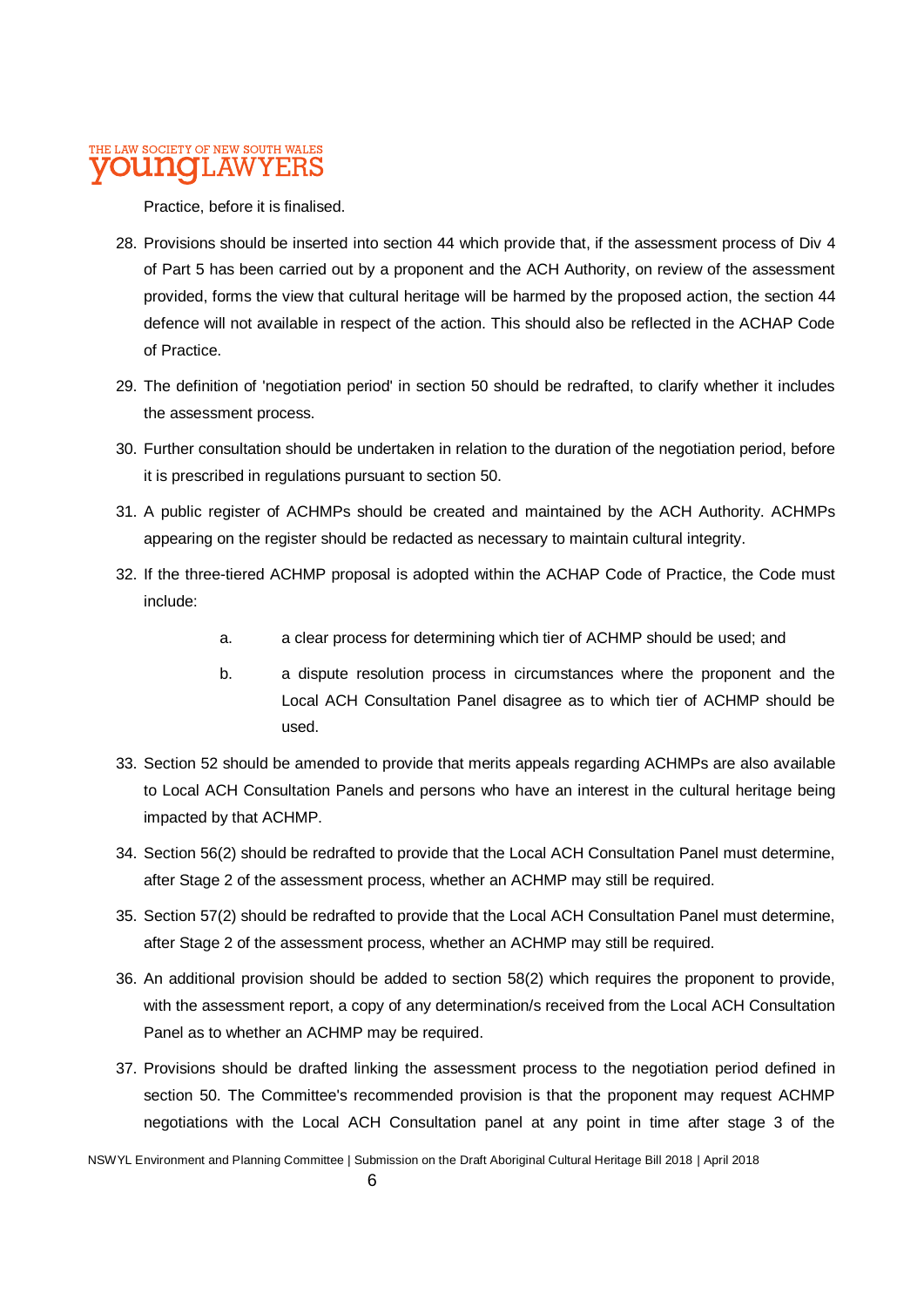Practice, before it is finalised.

28. Provisions should be inserted into section 44 which provide that, if the assessment process of Div 4 of Part 5 has been carried out by a proponent and the ACH Authority, on review of the assessment provided, forms the view that cultural heritage will be harmed by the proposed action, the section 44 defence will not available in respect of the action. This should also be reflected in the ACHAP Code of Practice.

29. The definition of 'negotiation period' in section 50 should be redrafted, to clarify whether it includes the assessment process.

30. Further consultation should be undertaken in relation to the duration of the negotiation period, before it is prescribed in regulations pursuant to section 50.

31. A public register of ACHMPs should be created and maintained by the ACH Authority. ACHMPs appearing on the register should be redacted as necessary to maintain cultural integrity.

32. If the three-tiered ACHMP proposal is adopted within the ACHAP Code of Practice, the Code must include:

    a. a clear process for determining which tier of ACHMP should be used; and

    b. a dispute resolution process in circumstances where the proponent and the Local ACH Consultation Panel disagree as to which tier of ACHMP should be used.

33. Section 52 should be amended to provide that merits appeals regarding ACHMPs are also available to Local ACH Consultation Panels and persons who have an interest in the cultural heritage being impacted by that ACHMP.

34. Section 56(2) should be redrafted to provide that the Local ACH Consultation Panel must determine, after Stage 2 of the assessment process, whether an ACHMP may still be required.

35. Section 57(2) should be redrafted to provide that the Local ACH Consultation Panel must determine, after Stage 2 of the assessment process, whether an ACHMP may still be required.

36. An additional provision should be added to section 58(2) which requires the proponent to provide, with the assessment report, a copy of any determination/s received from the Local ACH Consultation Panel as to whether an ACHMP may be required.

37. Provisions should be drafted linking the assessment process to the negotiation period defined in section 50. The Committee's recommended provision is that the proponent may request ACHMP negotiations with the Local ACH Consultation panel at any point in time after stage 3 of the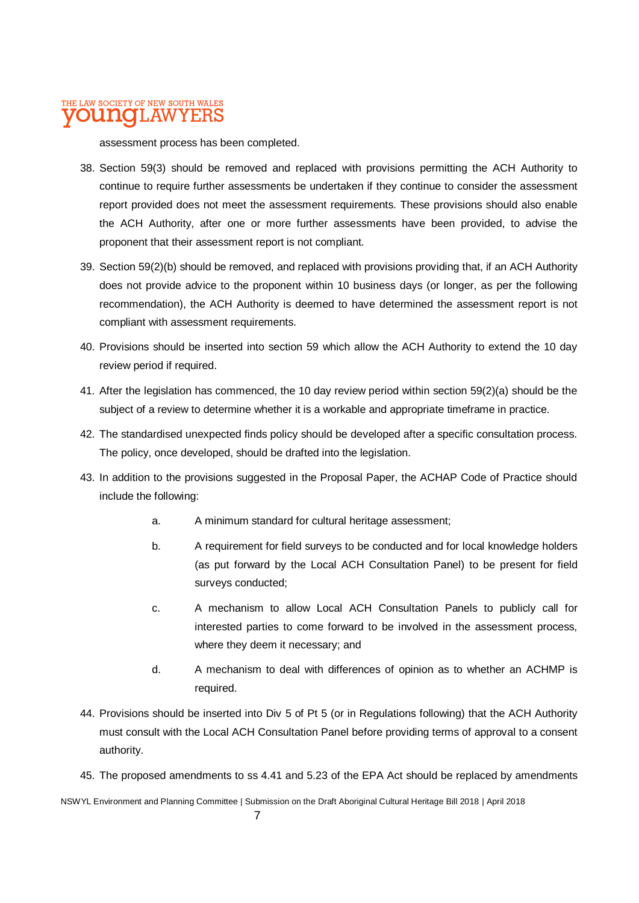assessment process has been completed.

38. Section 59(3) should be removed and replaced with provisions permitting the ACH Authority to continue to require further assessments be undertaken if they continue to consider the assessment report provided does not meet the assessment requirements. These provisions should also enable the ACH Authority, after one or more further assessments have been provided, to advise the proponent that their assessment report is not compliant.

39. Section 59(2)(b) should be removed, and replaced with provisions providing that, if an ACH Authority does not provide advice to the proponent within 10 business days (or longer, as per the following recommendation), the ACH Authority is deemed to have determined the assessment report is not compliant with assessment requirements.

40. Provisions should be inserted into section 59 which allow the ACH Authority to extend the 10 day review period if required.

41. After the legislation has commenced, the 10 day review period within section 59(2)(a) should be the subject of a review to determine whether it is a workable and appropriate timeframe in practice.

42. The standardised unexpected finds policy should be developed after a specific consultation process. The policy, once developed, should be drafted into the legislation.

43. In addition to the provisions suggested in the Proposal Paper, the ACHAP Code of Practice should include the following:

    a. A minimum standard for cultural heritage assessment;

    b. A requirement for field surveys to be conducted and for local knowledge holders (as put forward by the Local ACH Consultation Panel) to be present for field surveys conducted;

    c. A mechanism to allow Local ACH Consultation Panels to publicly call for interested parties to come forward to be involved in the assessment process, where they deem it necessary; and

    d. A mechanism to deal with differences of opinion as to whether an ACHMP is required.

44. Provisions should be inserted into Div 5 of Pt 5 (or in Regulations following) that the ACH Authority must consult with the Local ACH Consultation Panel before providing terms of approval to a consent authority.

45. The proposed amendments to ss 4.41 and 5.23 of the EPA Act should be replaced by amendments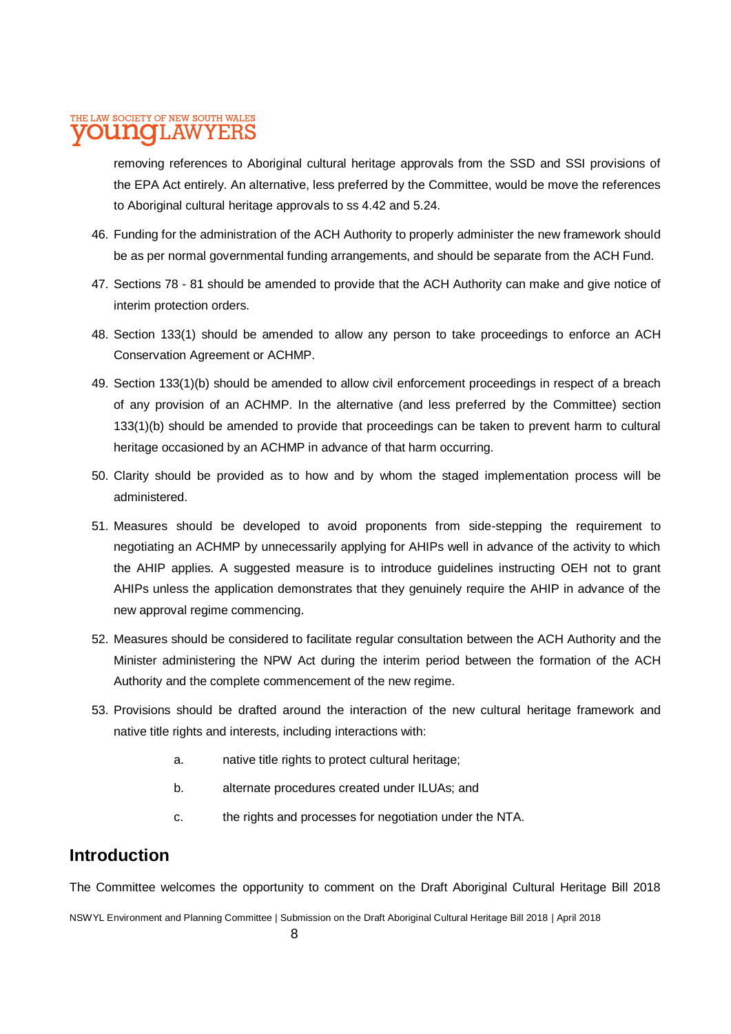removing references to Aboriginal cultural heritage approvals from the SSD and SSI provisions of the EPA Act entirely. An alternative, less preferred by the Committee, would be move the references to Aboriginal cultural heritage approvals to ss 4.42 and 5.24.

46. Funding for the administration of the ACH Authority to properly administer the new framework should be as per normal governmental funding arrangements, and should be separate from the ACH Fund.

47. Sections 78 - 81 should be amended to provide that the ACH Authority can make and give notice of interim protection orders.

48. Section 133(1) should be amended to allow any person to take proceedings to enforce an ACH Conservation Agreement or ACHMP.

49. Section 133(1)(b) should be amended to allow civil enforcement proceedings in respect of a breach of any provision of an ACHMP. In the alternative (and less preferred by the Committee) section 133(1)(b) should be amended to provide that proceedings can be taken to prevent harm to cultural heritage occasioned by an ACHMP in advance of that harm occurring.

50. Clarity should be provided as to how and by whom the staged implementation process will be administered.

51. Measures should be developed to avoid proponents from side-stepping the requirement to negotiating an ACHMP by unnecessarily applying for AHIPs well in advance of the activity to which the AHIP applies. A suggested measure is to introduce guidelines instructing OEH not to grant AHIPs unless the application demonstrates that they genuinely require the AHIP in advance of the new approval regime commencing.

52. Measures should be considered to facilitate regular consultation between the ACH Authority and the Minister administering the NPW Act during the interim period between the formation of the ACH Authority and the complete commencement of the new regime.

53. Provisions should be drafted around the interaction of the new cultural heritage framework and native title rights and interests, including interactions with:

    a. native title rights to protect cultural heritage;

    b. alternate procedures created under ILUAs; and

    c. the rights and processes for negotiation under the NTA.

## Introduction

The Committee welcomes the opportunity to comment on the Draft Aboriginal Cultural Heritage Bill 2018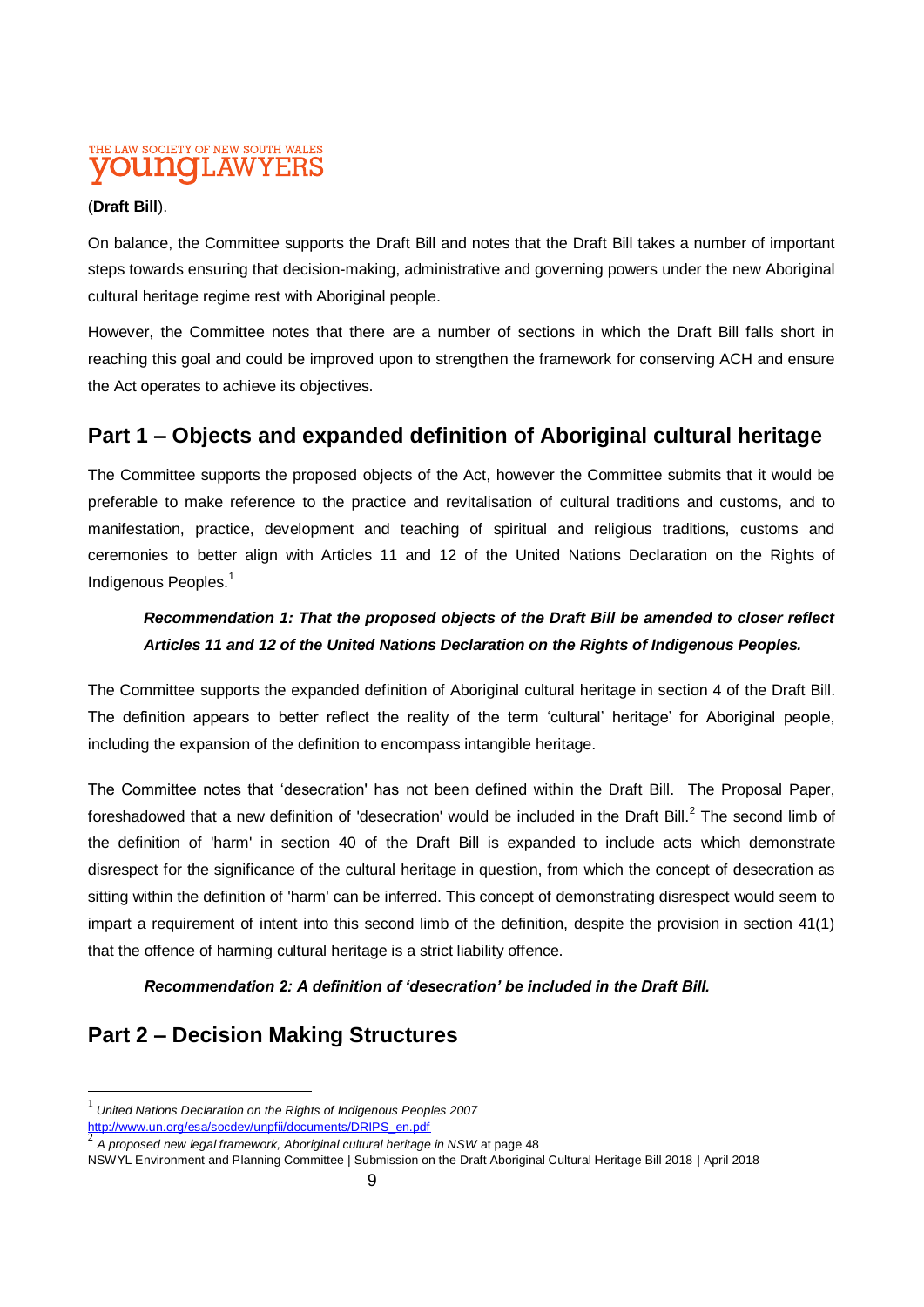(**Draft Bill**).

On balance, the Committee supports the Draft Bill and notes that the Draft Bill takes a number of important steps towards ensuring that decision-making, administrative and governing powers under the new Aboriginal cultural heritage regime rest with Aboriginal people.

However, the Committee notes that there are a number of sections in which the Draft Bill falls short in reaching this goal and could be improved upon to strengthen the framework for conserving ACH and ensure the Act operates to achieve its objectives.

## Part 1 – Objects and expanded definition of Aboriginal cultural heritage

The Committee supports the proposed objects of the Act, however the Committee submits that it would be preferable to make reference to the practice and revitalisation of cultural traditions and customs, and to manifestation, practice, development and teaching of spiritual and religious traditions, customs and ceremonies to better align with Articles 11 and 12 of the United Nations Declaration on the Rights of Indigenous Peoples.[1]

> ***Recommendation 1: That the proposed objects of the Draft Bill be amended to closer reflect Articles 11 and 12 of the United Nations Declaration on the Rights of Indigenous Peoples.***

The Committee supports the expanded definition of Aboriginal cultural heritage in section 4 of the Draft Bill. The definition appears to better reflect the reality of the term 'cultural' heritage' for Aboriginal people, including the expansion of the definition to encompass intangible heritage.

The Committee notes that 'desecration' has not been defined within the Draft Bill. The Proposal Paper, foreshadowed that a new definition of 'desecration' would be included in the Draft Bill.[2] The second limb of the definition of 'harm' in section 40 of the Draft Bill is expanded to include acts which demonstrate disrespect for the significance of the cultural heritage in question, from which the concept of desecration as sitting within the definition of 'harm' can be inferred. This concept of demonstrating disrespect would seem to impart a requirement of intent into this second limb of the definition, despite the provision in section 41(1) that the offence of harming cultural heritage is a strict liability offence.

> ***Recommendation 2: A definition of 'desecration' be included in the Draft Bill.***

## Part 2 – Decision Making Structures

---

[1] *United Nations Declaration on the Rights of Indigenous Peoples 2007* http://www.un.org/esa/socdev/unpfii/documents/DRIPS_en.pdf

[2] *A proposed new legal framework, Aboriginal cultural heritage in NSW* at page 48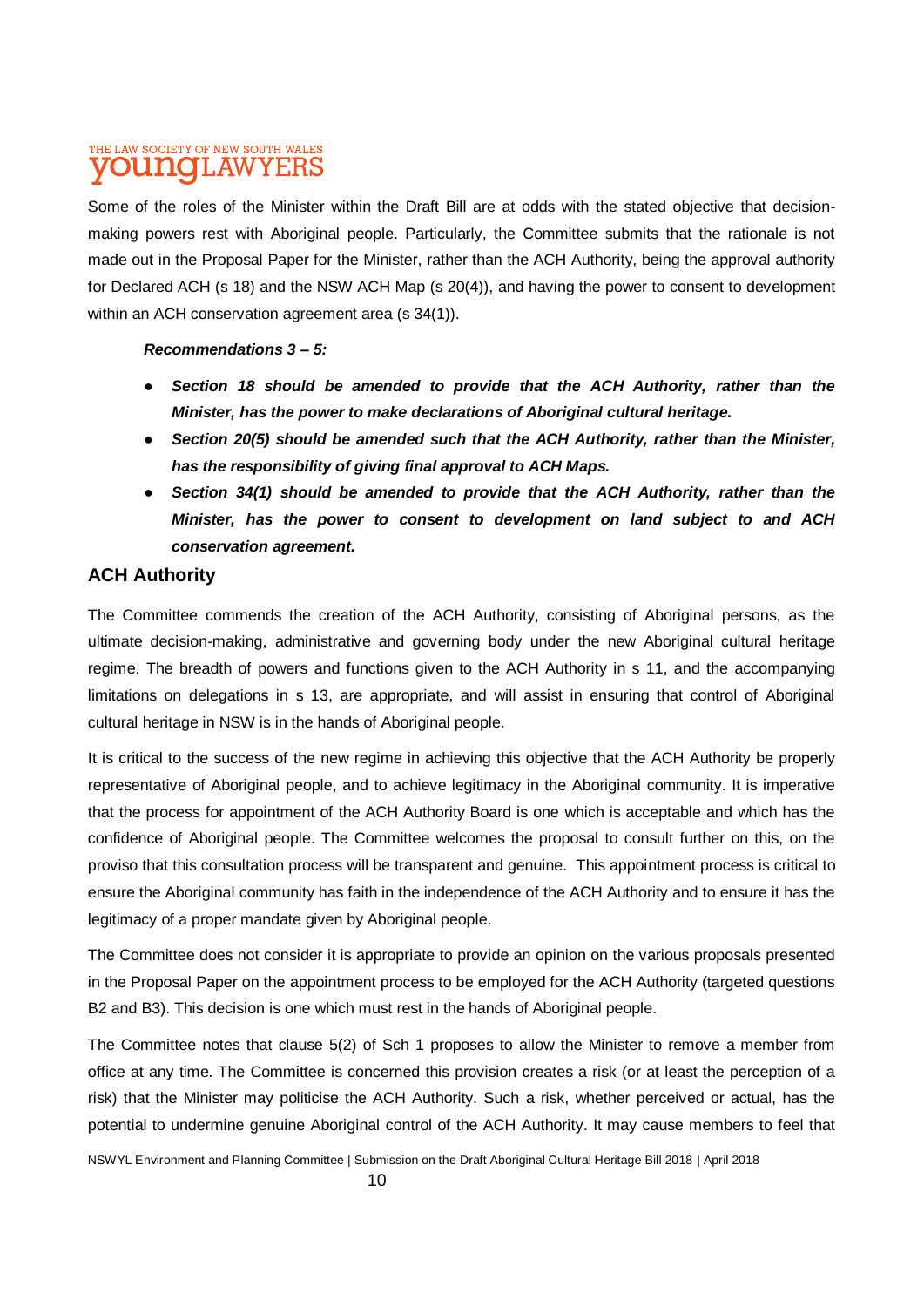Some of the roles of the Minister within the Draft Bill are at odds with the stated objective that decision-making powers rest with Aboriginal people. Particularly, the Committee submits that the rationale is not made out in the Proposal Paper for the Minister, rather than the ACH Authority, being the approval authority for Declared ACH (s 18) and the NSW ACH Map (s 20(4)), and having the power to consent to development within an ACH conservation agreement area (s 34(1)).

> ***Recommendations 3 – 5:***
>
> - ***Section 18 should be amended to provide that the ACH Authority, rather than the Minister, has the power to make declarations of Aboriginal cultural heritage.***
> - ***Section 20(5) should be amended such that the ACH Authority, rather than the Minister, has the responsibility of giving final approval to ACH Maps.***
> - ***Section 34(1) should be amended to provide that the ACH Authority, rather than the Minister, has the power to consent to development on land subject to and ACH conservation agreement.***

## ACH Authority

The Committee commends the creation of the ACH Authority, consisting of Aboriginal persons, as the ultimate decision-making, administrative and governing body under the new Aboriginal cultural heritage regime. The breadth of powers and functions given to the ACH Authority in s 11, and the accompanying limitations on delegations in s 13, are appropriate, and will assist in ensuring that control of Aboriginal cultural heritage in NSW is in the hands of Aboriginal people.

It is critical to the success of the new regime in achieving this objective that the ACH Authority be properly representative of Aboriginal people, and to achieve legitimacy in the Aboriginal community. It is imperative that the process for appointment of the ACH Authority Board is one which is acceptable and which has the confidence of Aboriginal people. The Committee welcomes the proposal to consult further on this, on the proviso that this consultation process will be transparent and genuine. This appointment process is critical to ensure the Aboriginal community has faith in the independence of the ACH Authority and to ensure it has the legitimacy of a proper mandate given by Aboriginal people.

The Committee does not consider it is appropriate to provide an opinion on the various proposals presented in the Proposal Paper on the appointment process to be employed for the ACH Authority (targeted questions B2 and B3). This decision is one which must rest in the hands of Aboriginal people.

The Committee notes that clause 5(2) of Sch 1 proposes to allow the Minister to remove a member from office at any time. The Committee is concerned this provision creates a risk (or at least the perception of a risk) that the Minister may politicise the ACH Authority. Such a risk, whether perceived or actual, has the potential to undermine genuine Aboriginal control of the ACH Authority. It may cause members to feel that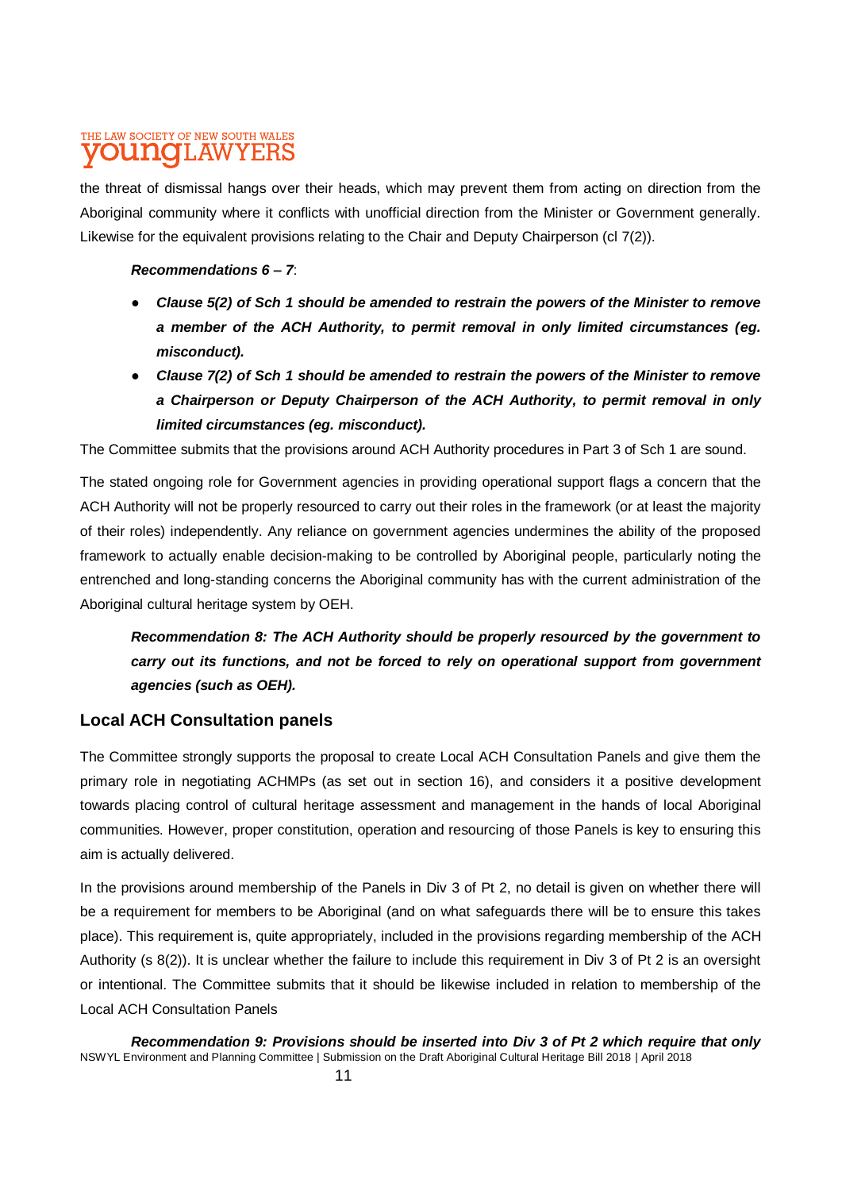the threat of dismissal hangs over their heads, which may prevent them from acting on direction from the Aboriginal community where it conflicts with unofficial direction from the Minister or Government generally. Likewise for the equivalent provisions relating to the Chair and Deputy Chairperson (cl 7(2)).

> ***Recommendations 6 – 7***:
>
> - ***Clause 5(2) of Sch 1 should be amended to restrain the powers of the Minister to remove a member of the ACH Authority, to permit removal in only limited circumstances (eg. misconduct).***
> - ***Clause 7(2) of Sch 1 should be amended to restrain the powers of the Minister to remove a Chairperson or Deputy Chairperson of the ACH Authority, to permit removal in only limited circumstances (eg. misconduct).***

The Committee submits that the provisions around ACH Authority procedures in Part 3 of Sch 1 are sound.

The stated ongoing role for Government agencies in providing operational support flags a concern that the ACH Authority will not be properly resourced to carry out their roles in the framework (or at least the majority of their roles) independently. Any reliance on government agencies undermines the ability of the proposed framework to actually enable decision-making to be controlled by Aboriginal people, particularly noting the entrenched and long-standing concerns the Aboriginal community has with the current administration of the Aboriginal cultural heritage system by OEH.

> ***Recommendation 8: The ACH Authority should be properly resourced by the government to carry out its functions, and not be forced to rely on operational support from government agencies (such as OEH).***

## Local ACH Consultation panels

The Committee strongly supports the proposal to create Local ACH Consultation Panels and give them the primary role in negotiating ACHMPs (as set out in section 16), and considers it a positive development towards placing control of cultural heritage assessment and management in the hands of local Aboriginal communities. However, proper constitution, operation and resourcing of those Panels is key to ensuring this aim is actually delivered.

In the provisions around membership of the Panels in Div 3 of Pt 2, no detail is given on whether there will be a requirement for members to be Aboriginal (and on what safeguards there will be to ensure this takes place). This requirement is, quite appropriately, included in the provisions regarding membership of the ACH Authority (s 8(2)). It is unclear whether the failure to include this requirement in Div 3 of Pt 2 is an oversight or intentional. The Committee submits that it should be likewise included in relation to membership of the Local ACH Consultation Panels

> ***Recommendation 9: Provisions should be inserted into Div 3 of Pt 2 which require that only***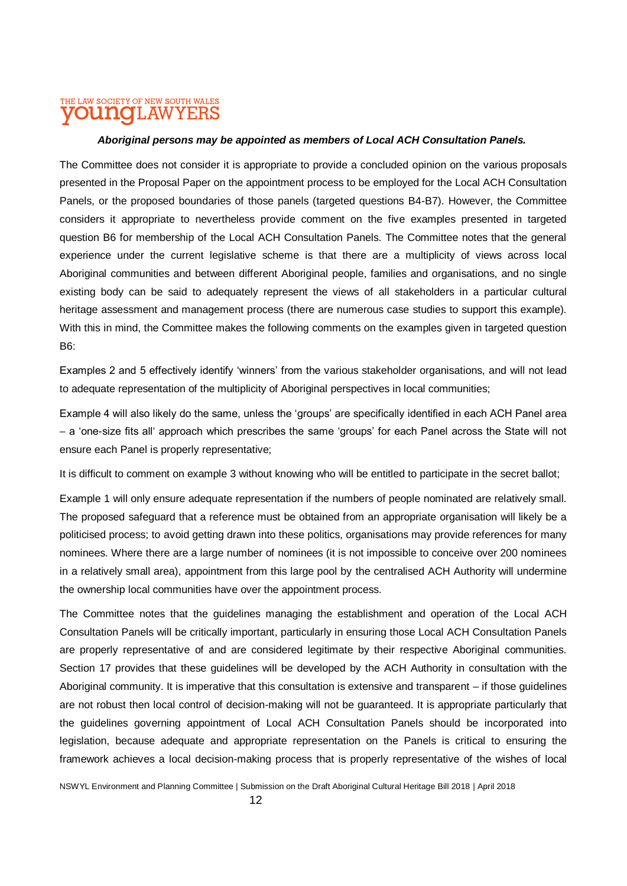***Aboriginal persons may be appointed as members of Local ACH Consultation Panels.***

The Committee does not consider it is appropriate to provide a concluded opinion on the various proposals presented in the Proposal Paper on the appointment process to be employed for the Local ACH Consultation Panels, or the proposed boundaries of those panels (targeted questions B4-B7). However, the Committee considers it appropriate to nevertheless provide comment on the five examples presented in targeted question B6 for membership of the Local ACH Consultation Panels. The Committee notes that the general experience under the current legislative scheme is that there are a multiplicity of views across local Aboriginal communities and between different Aboriginal people, families and organisations, and no single existing body can be said to adequately represent the views of all stakeholders in a particular cultural heritage assessment and management process (there are numerous case studies to support this example). With this in mind, the Committee makes the following comments on the examples given in targeted question B6:

Examples 2 and 5 effectively identify 'winners' from the various stakeholder organisations, and will not lead to adequate representation of the multiplicity of Aboriginal perspectives in local communities;

Example 4 will also likely do the same, unless the 'groups' are specifically identified in each ACH Panel area – a 'one-size fits all' approach which prescribes the same 'groups' for each Panel across the State will not ensure each Panel is properly representative;

It is difficult to comment on example 3 without knowing who will be entitled to participate in the secret ballot;

Example 1 will only ensure adequate representation if the numbers of people nominated are relatively small. The proposed safeguard that a reference must be obtained from an appropriate organisation will likely be a politicised process; to avoid getting drawn into these politics, organisations may provide references for many nominees. Where there are a large number of nominees (it is not impossible to conceive over 200 nominees in a relatively small area), appointment from this large pool by the centralised ACH Authority will undermine the ownership local communities have over the appointment process.

The Committee notes that the guidelines managing the establishment and operation of the Local ACH Consultation Panels will be critically important, particularly in ensuring those Local ACH Consultation Panels are properly representative of and are considered legitimate by their respective Aboriginal communities. Section 17 provides that these guidelines will be developed by the ACH Authority in consultation with the Aboriginal community. It is imperative that this consultation is extensive and transparent – if those guidelines are not robust then local control of decision-making will not be guaranteed. It is appropriate particularly that the guidelines governing appointment of Local ACH Consultation Panels should be incorporated into legislation, because adequate and appropriate representation on the Panels is critical to ensuring the framework achieves a local decision-making process that is properly representative of the wishes of local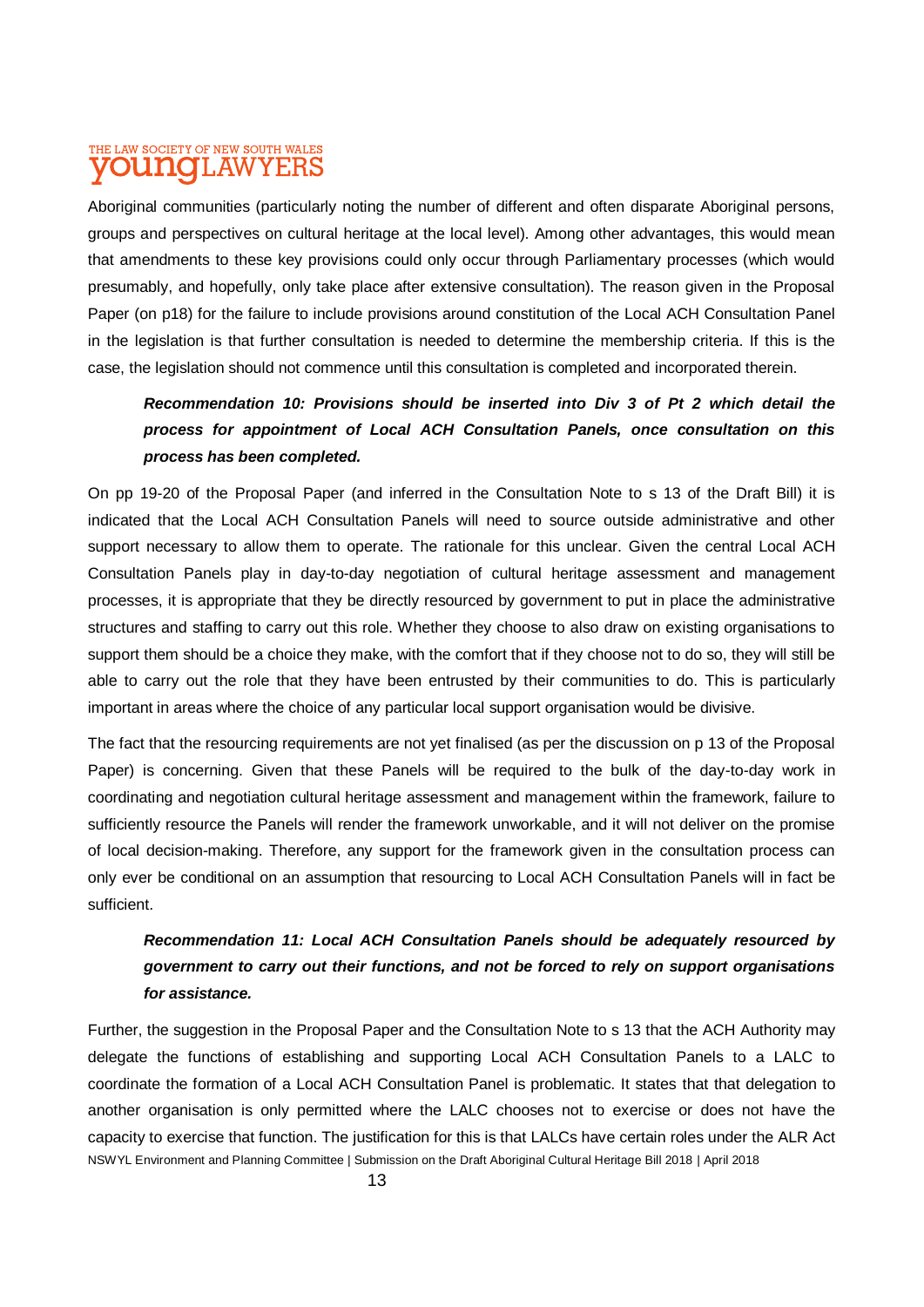Aboriginal communities (particularly noting the number of different and often disparate Aboriginal persons, groups and perspectives on cultural heritage at the local level). Among other advantages, this would mean that amendments to these key provisions could only occur through Parliamentary processes (which would presumably, and hopefully, only take place after extensive consultation). The reason given in the Proposal Paper (on p18) for the failure to include provisions around constitution of the Local ACH Consultation Panel in the legislation is that further consultation is needed to determine the membership criteria. If this is the case, the legislation should not commence until this consultation is completed and incorporated therein.

> ***Recommendation 10: Provisions should be inserted into Div 3 of Pt 2 which detail the process for appointment of Local ACH Consultation Panels, once consultation on this process has been completed.***

On pp 19-20 of the Proposal Paper (and inferred in the Consultation Note to s 13 of the Draft Bill) it is indicated that the Local ACH Consultation Panels will need to source outside administrative and other support necessary to allow them to operate. The rationale for this unclear. Given the central Local ACH Consultation Panels play in day-to-day negotiation of cultural heritage assessment and management processes, it is appropriate that they be directly resourced by government to put in place the administrative structures and staffing to carry out this role. Whether they choose to also draw on existing organisations to support them should be a choice they make, with the comfort that if they choose not to do so, they will still be able to carry out the role that they have been entrusted by their communities to do. This is particularly important in areas where the choice of any particular local support organisation would be divisive.

The fact that the resourcing requirements are not yet finalised (as per the discussion on p 13 of the Proposal Paper) is concerning. Given that these Panels will be required to the bulk of the day-to-day work in coordinating and negotiation cultural heritage assessment and management within the framework, failure to sufficiently resource the Panels will render the framework unworkable, and it will not deliver on the promise of local decision-making. Therefore, any support for the framework given in the consultation process can only ever be conditional on an assumption that resourcing to Local ACH Consultation Panels will in fact be sufficient.

> ***Recommendation 11: Local ACH Consultation Panels should be adequately resourced by government to carry out their functions, and not be forced to rely on support organisations for assistance.***

Further, the suggestion in the Proposal Paper and the Consultation Note to s 13 that the ACH Authority may delegate the functions of establishing and supporting Local ACH Consultation Panels to a LALC to coordinate the formation of a Local ACH Consultation Panel is problematic. It states that that delegation to another organisation is only permitted where the LALC chooses not to exercise or does not have the capacity to exercise that function. The justification for this is that LALCs have certain roles under the ALR Act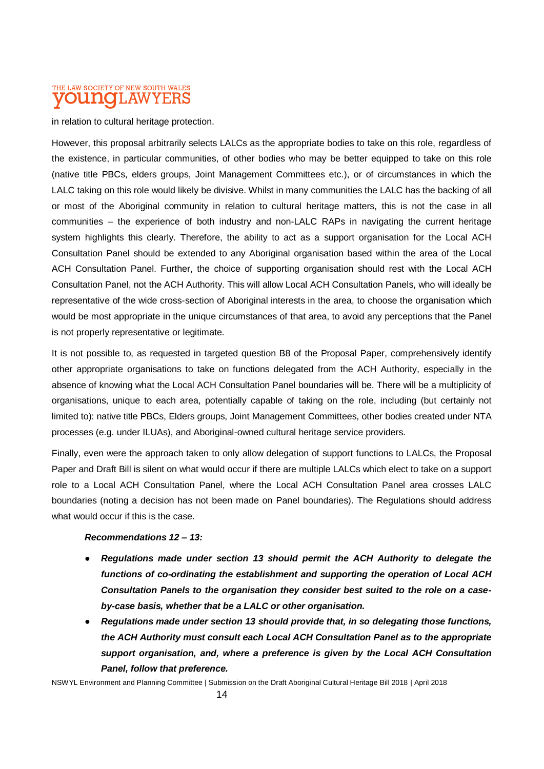in relation to cultural heritage protection.

However, this proposal arbitrarily selects LALCs as the appropriate bodies to take on this role, regardless of the existence, in particular communities, of other bodies who may be better equipped to take on this role (native title PBCs, elders groups, Joint Management Committees etc.), or of circumstances in which the LALC taking on this role would likely be divisive. Whilst in many communities the LALC has the backing of all or most of the Aboriginal community in relation to cultural heritage matters, this is not the case in all communities – the experience of both industry and non-LALC RAPs in navigating the current heritage system highlights this clearly. Therefore, the ability to act as a support organisation for the Local ACH Consultation Panel should be extended to any Aboriginal organisation based within the area of the Local ACH Consultation Panel. Further, the choice of supporting organisation should rest with the Local ACH Consultation Panel, not the ACH Authority. This will allow Local ACH Consultation Panels, who will ideally be representative of the wide cross-section of Aboriginal interests in the area, to choose the organisation which would be most appropriate in the unique circumstances of that area, to avoid any perceptions that the Panel is not properly representative or legitimate.

It is not possible to, as requested in targeted question B8 of the Proposal Paper, comprehensively identify other appropriate organisations to take on functions delegated from the ACH Authority, especially in the absence of knowing what the Local ACH Consultation Panel boundaries will be. There will be a multiplicity of organisations, unique to each area, potentially capable of taking on the role, including (but certainly not limited to): native title PBCs, Elders groups, Joint Management Committees, other bodies created under NTA processes (e.g. under ILUAs), and Aboriginal-owned cultural heritage service providers.

Finally, even were the approach taken to only allow delegation of support functions to LALCs, the Proposal Paper and Draft Bill is silent on what would occur if there are multiple LALCs which elect to take on a support role to a Local ACH Consultation Panel, where the Local ACH Consultation Panel area crosses LALC boundaries (noting a decision has not been made on Panel boundaries). The Regulations should address what would occur if this is the case.

***Recommendations 12 – 13:***

- ***Regulations made under section 13 should permit the ACH Authority to delegate the functions of co-ordinating the establishment and supporting the operation of Local ACH Consultation Panels to the organisation they consider best suited to the role on a case-by-case basis, whether that be a LALC or other organisation.***
- ***Regulations made under section 13 should provide that, in so delegating those functions, the ACH Authority must consult each Local ACH Consultation Panel as to the appropriate support organisation, and, where a preference is given by the Local ACH Consultation Panel, follow that preference.***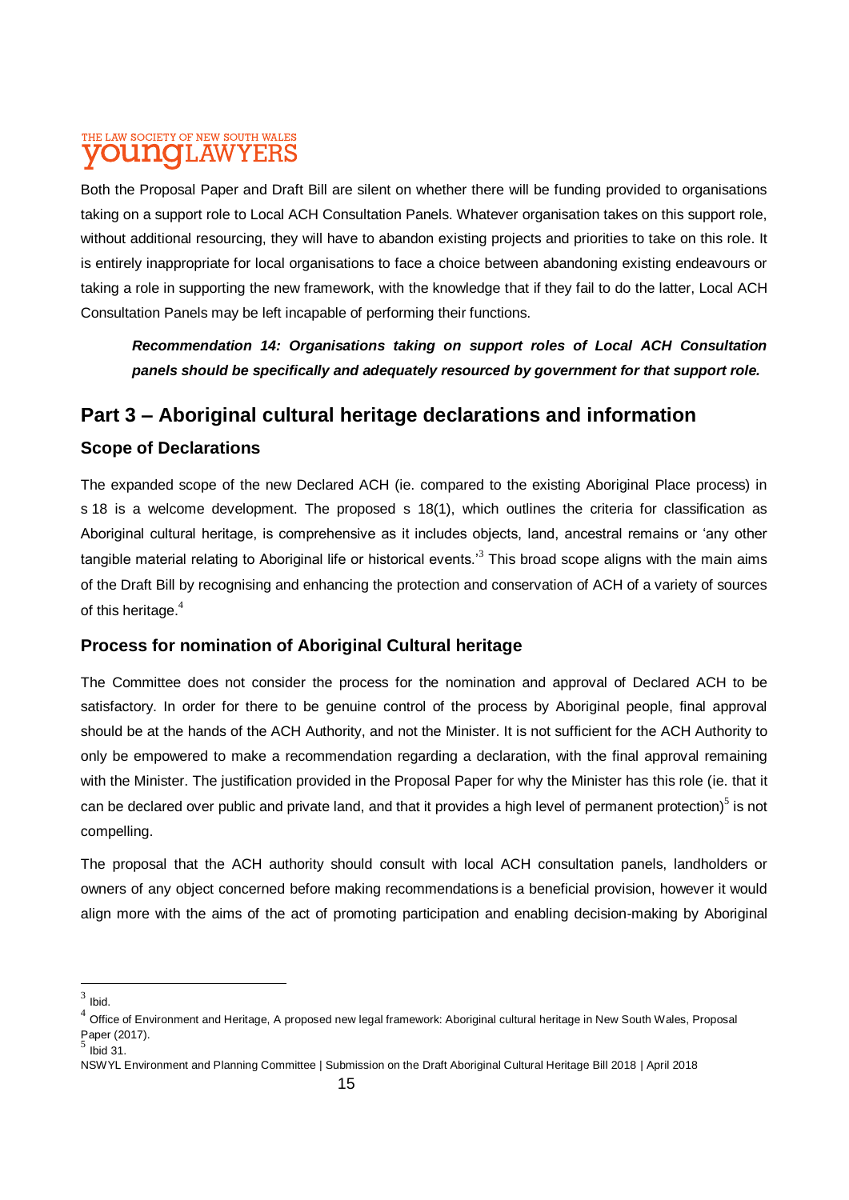Both the Proposal Paper and Draft Bill are silent on whether there will be funding provided to organisations taking on a support role to Local ACH Consultation Panels. Whatever organisation takes on this support role, without additional resourcing, they will have to abandon existing projects and priorities to take on this role. It is entirely inappropriate for local organisations to face a choice between abandoning existing endeavours or taking a role in supporting the new framework, with the knowledge that if they fail to do the latter, Local ACH Consultation Panels may be left incapable of performing their functions.

> ***Recommendation 14: Organisations taking on support roles of Local ACH Consultation panels should be specifically and adequately resourced by government for that support role.***

## Part 3 – Aboriginal cultural heritage declarations and information

### Scope of Declarations

The expanded scope of the new Declared ACH (ie. compared to the existing Aboriginal Place process) in s 18 is a welcome development. The proposed s 18(1), which outlines the criteria for classification as Aboriginal cultural heritage, is comprehensive as it includes objects, land, ancestral remains or 'any other tangible material relating to Aboriginal life or historical events.'[3] This broad scope aligns with the main aims of the Draft Bill by recognising and enhancing the protection and conservation of ACH of a variety of sources of this heritage.[4]

### Process for nomination of Aboriginal Cultural heritage

The Committee does not consider the process for the nomination and approval of Declared ACH to be satisfactory. In order for there to be genuine control of the process by Aboriginal people, final approval should be at the hands of the ACH Authority, and not the Minister. It is not sufficient for the ACH Authority to only be empowered to make a recommendation regarding a declaration, with the final approval remaining with the Minister. The justification provided in the Proposal Paper for why the Minister has this role (ie. that it can be declared over public and private land, and that it provides a high level of permanent protection)[5] is not compelling.

The proposal that the ACH authority should consult with local ACH consultation panels, landholders or owners of any object concerned before making recommendations is a beneficial provision, however it would align more with the aims of the act of promoting participation and enabling decision-making by Aboriginal

---

[3] Ibid.

[4] Office of Environment and Heritage, A proposed new legal framework: Aboriginal cultural heritage in New South Wales, Proposal Paper (2017).

[5] Ibid 31.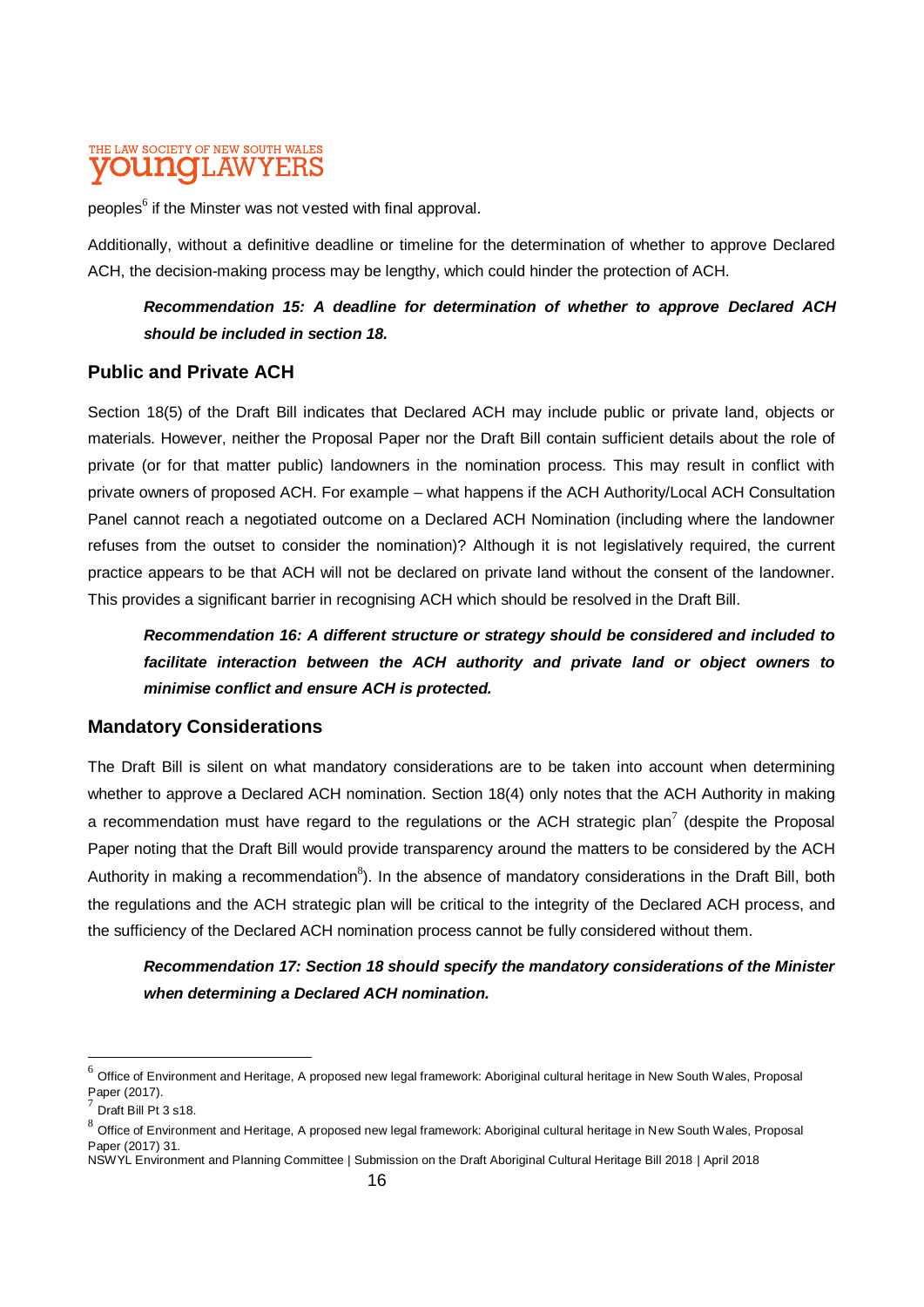peoples[6] if the Minster was not vested with final approval.

Additionally, without a definitive deadline or timeline for the determination of whether to approve Declared ACH, the decision-making process may be lengthy, which could hinder the protection of ACH.

> ***Recommendation 15: A deadline for determination of whether to approve Declared ACH should be included in section 18.***

## Public and Private ACH

Section 18(5) of the Draft Bill indicates that Declared ACH may include public or private land, objects or materials. However, neither the Proposal Paper nor the Draft Bill contain sufficient details about the role of private (or for that matter public) landowners in the nomination process. This may result in conflict with private owners of proposed ACH. For example – what happens if the ACH Authority/Local ACH Consultation Panel cannot reach a negotiated outcome on a Declared ACH Nomination (including where the landowner refuses from the outset to consider the nomination)? Although it is not legislatively required, the current practice appears to be that ACH will not be declared on private land without the consent of the landowner. This provides a significant barrier in recognising ACH which should be resolved in the Draft Bill.

> ***Recommendation 16: A different structure or strategy should be considered and included to facilitate interaction between the ACH authority and private land or object owners to minimise conflict and ensure ACH is protected.***

## Mandatory Considerations

The Draft Bill is silent on what mandatory considerations are to be taken into account when determining whether to approve a Declared ACH nomination. Section 18(4) only notes that the ACH Authority in making a recommendation must have regard to the regulations or the ACH strategic plan[7] (despite the Proposal Paper noting that the Draft Bill would provide transparency around the matters to be considered by the ACH Authority in making a recommendation[8]). In the absence of mandatory considerations in the Draft Bill, both the regulations and the ACH strategic plan will be critical to the integrity of the Declared ACH process, and the sufficiency of the Declared ACH nomination process cannot be fully considered without them.

> ***Recommendation 17: Section 18 should specify the mandatory considerations of the Minister when determining a Declared ACH nomination.***

---

[6] Office of Environment and Heritage, A proposed new legal framework: Aboriginal cultural heritage in New South Wales, Proposal Paper (2017).

[7] Draft Bill Pt 3 s18.

[8] Office of Environment and Heritage, A proposed new legal framework: Aboriginal cultural heritage in New South Wales, Proposal Paper (2017) 31.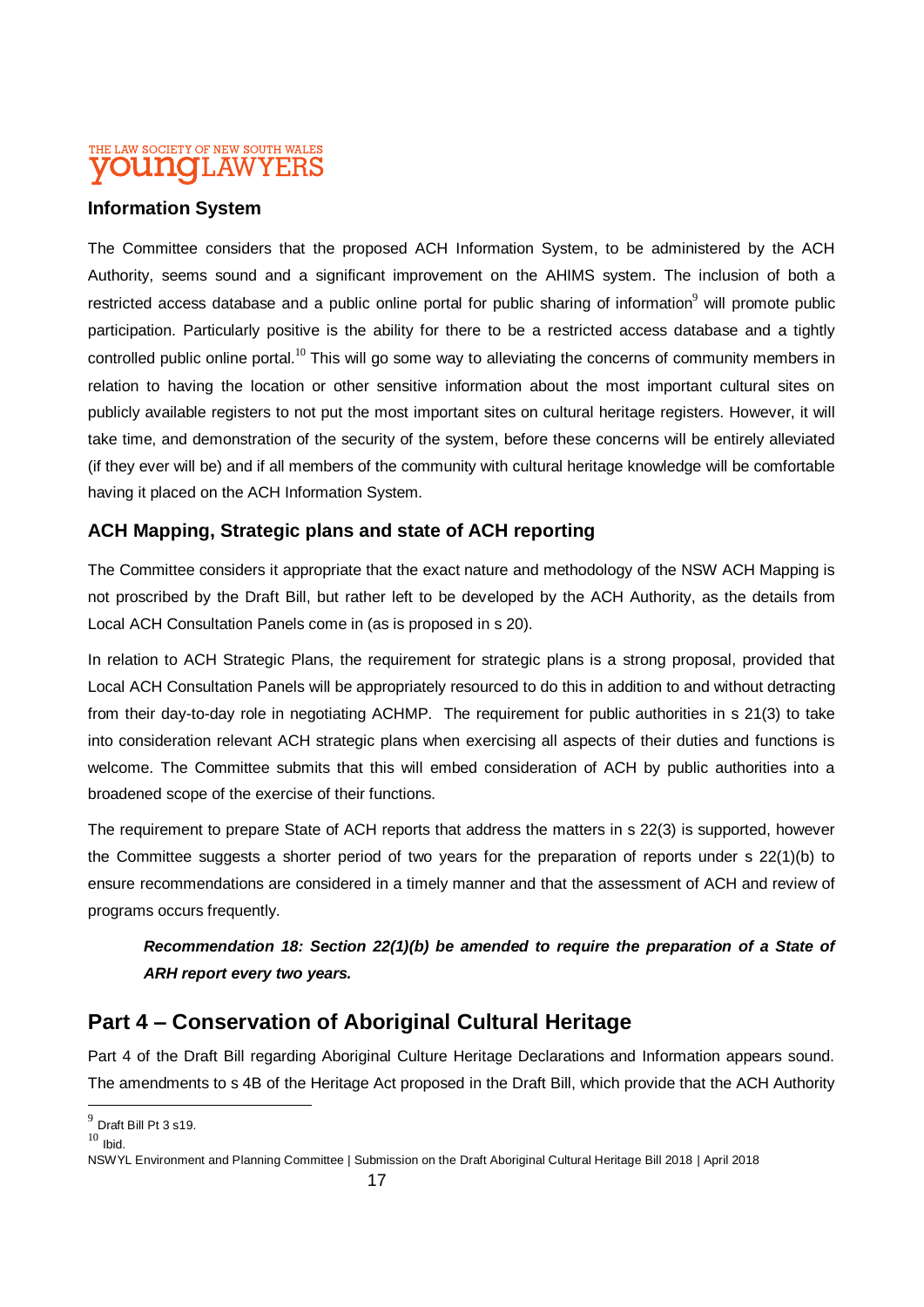## Information System

The Committee considers that the proposed ACH Information System, to be administered by the ACH Authority, seems sound and a significant improvement on the AHIMS system. The inclusion of both a restricted access database and a public online portal for public sharing of information[9] will promote public participation. Particularly positive is the ability for there to be a restricted access database and a tightly controlled public online portal.[10] This will go some way to alleviating the concerns of community members in relation to having the location or other sensitive information about the most important cultural sites on publicly available registers to not put the most important sites on cultural heritage registers. However, it will take time, and demonstration of the security of the system, before these concerns will be entirely alleviated (if they ever will be) and if all members of the community with cultural heritage knowledge will be comfortable having it placed on the ACH Information System.

## ACH Mapping, Strategic plans and state of ACH reporting

The Committee considers it appropriate that the exact nature and methodology of the NSW ACH Mapping is not proscribed by the Draft Bill, but rather left to be developed by the ACH Authority, as the details from Local ACH Consultation Panels come in (as is proposed in s 20).

In relation to ACH Strategic Plans, the requirement for strategic plans is a strong proposal, provided that Local ACH Consultation Panels will be appropriately resourced to do this in addition to and without detracting from their day-to-day role in negotiating ACHMP. The requirement for public authorities in s 21(3) to take into consideration relevant ACH strategic plans when exercising all aspects of their duties and functions is welcome. The Committee submits that this will embed consideration of ACH by public authorities into a broadened scope of the exercise of their functions.

The requirement to prepare State of ACH reports that address the matters in s 22(3) is supported, however the Committee suggests a shorter period of two years for the preparation of reports under s 22(1)(b) to ensure recommendations are considered in a timely manner and that the assessment of ACH and review of programs occurs frequently.

> ***Recommendation 18: Section 22(1)(b) be amended to require the preparation of a State of ARH report every two years.***

# Part 4 – Conservation of Aboriginal Cultural Heritage

Part 4 of the Draft Bill regarding Aboriginal Culture Heritage Declarations and Information appears sound. The amendments to s 4B of the Heritage Act proposed in the Draft Bill, which provide that the ACH Authority

---

[9] Draft Bill Pt 3 s19.

[10] Ibid.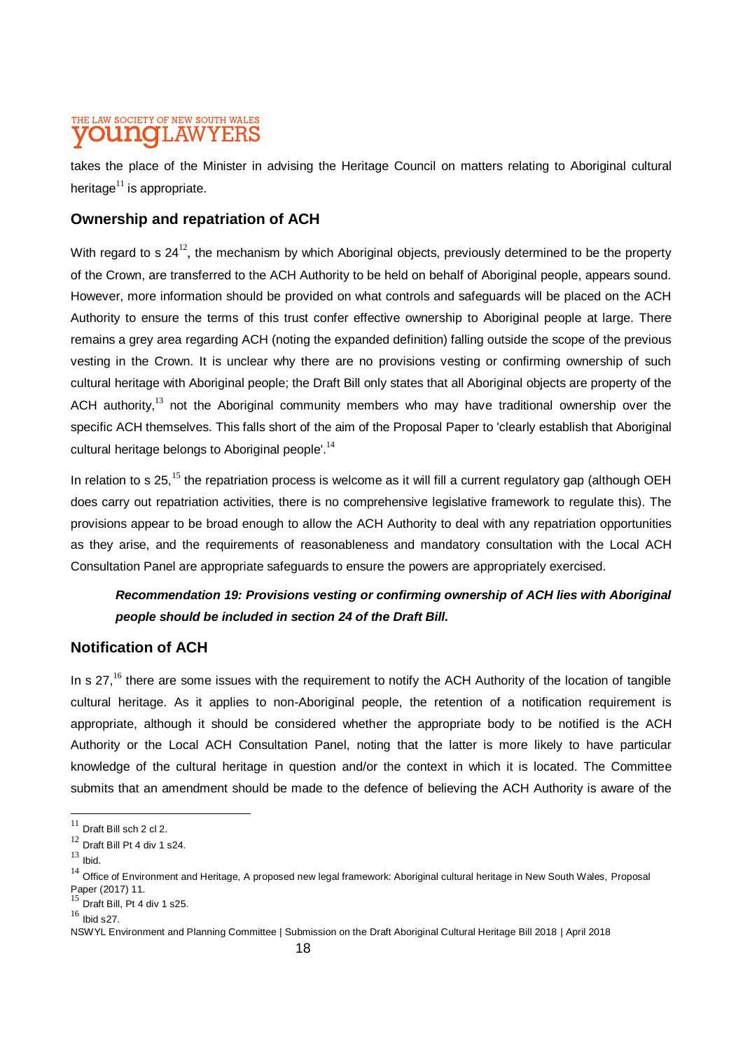takes the place of the Minister in advising the Heritage Council on matters relating to Aboriginal cultural heritage[11] is appropriate.

## Ownership and repatriation of ACH

With regard to s 24[12], the mechanism by which Aboriginal objects, previously determined to be the property of the Crown, are transferred to the ACH Authority to be held on behalf of Aboriginal people, appears sound. However, more information should be provided on what controls and safeguards will be placed on the ACH Authority to ensure the terms of this trust confer effective ownership to Aboriginal people at large. There remains a grey area regarding ACH (noting the expanded definition) falling outside the scope of the previous vesting in the Crown. It is unclear why there are no provisions vesting or confirming ownership of such cultural heritage with Aboriginal people; the Draft Bill only states that all Aboriginal objects are property of the ACH authority,[13] not the Aboriginal community members who may have traditional ownership over the specific ACH themselves. This falls short of the aim of the Proposal Paper to 'clearly establish that Aboriginal cultural heritage belongs to Aboriginal people'.[14]

In relation to s 25,[15] the repatriation process is welcome as it will fill a current regulatory gap (although OEH does carry out repatriation activities, there is no comprehensive legislative framework to regulate this). The provisions appear to be broad enough to allow the ACH Authority to deal with any repatriation opportunities as they arise, and the requirements of reasonableness and mandatory consultation with the Local ACH Consultation Panel are appropriate safeguards to ensure the powers are appropriately exercised.

> ***Recommendation 19: Provisions vesting or confirming ownership of ACH lies with Aboriginal people should be included in section 24 of the Draft Bill.***

## Notification of ACH

In s 27,[16] there are some issues with the requirement to notify the ACH Authority of the location of tangible cultural heritage. As it applies to non-Aboriginal people, the retention of a notification requirement is appropriate, although it should be considered whether the appropriate body to be notified is the ACH Authority or the Local ACH Consultation Panel, noting that the latter is more likely to have particular knowledge of the cultural heritage in question and/or the context in which it is located. The Committee submits that an amendment should be made to the defence of believing the ACH Authority is aware of the

---

[11] Draft Bill sch 2 cl 2.

[12] Draft Bill Pt 4 div 1 s24.

[13] Ibid.

[14] Office of Environment and Heritage, A proposed new legal framework: Aboriginal cultural heritage in New South Wales, Proposal Paper (2017) 11.

[15] Draft Bill, Pt 4 div 1 s25.

[16] Ibid s27.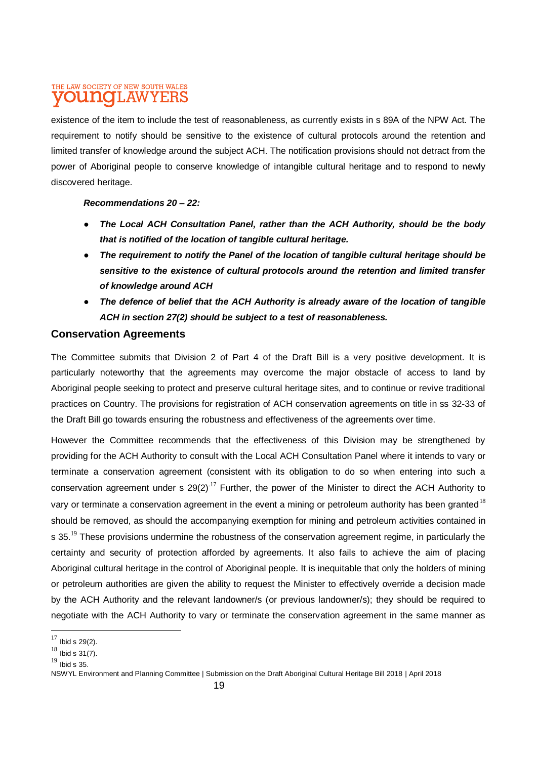existence of the item to include the test of reasonableness, as currently exists in s 89A of the NPW Act. The requirement to notify should be sensitive to the existence of cultural protocols around the retention and limited transfer of knowledge around the subject ACH. The notification provisions should not detract from the power of Aboriginal people to conserve knowledge of intangible cultural heritage and to respond to newly discovered heritage.

***Recommendations 20 – 22:***

- ***The Local ACH Consultation Panel, rather than the ACH Authority, should be the body that is notified of the location of tangible cultural heritage.***
- ***The requirement to notify the Panel of the location of tangible cultural heritage should be sensitive to the existence of cultural protocols around the retention and limited transfer of knowledge around ACH***
- ***The defence of belief that the ACH Authority is already aware of the location of tangible ACH in section 27(2) should be subject to a test of reasonableness.***

## Conservation Agreements

The Committee submits that Division 2 of Part 4 of the Draft Bill is a very positive development. It is particularly noteworthy that the agreements may overcome the major obstacle of access to land by Aboriginal people seeking to protect and preserve cultural heritage sites, and to continue or revive traditional practices on Country. The provisions for registration of ACH conservation agreements on title in ss 32-33 of the Draft Bill go towards ensuring the robustness and effectiveness of the agreements over time.

However the Committee recommends that the effectiveness of this Division may be strengthened by providing for the ACH Authority to consult with the Local ACH Consultation Panel where it intends to vary or terminate a conservation agreement (consistent with its obligation to do so when entering into such a conservation agreement under s 29(2).[17] Further, the power of the Minister to direct the ACH Authority to vary or terminate a conservation agreement in the event a mining or petroleum authority has been granted[18] should be removed, as should the accompanying exemption for mining and petroleum activities contained in s 35.[19] These provisions undermine the robustness of the conservation agreement regime, in particularly the certainty and security of protection afforded by agreements. It also fails to achieve the aim of placing Aboriginal cultural heritage in the control of Aboriginal people. It is inequitable that only the holders of mining or petroleum authorities are given the ability to request the Minister to effectively override a decision made by the ACH Authority and the relevant landowner/s (or previous landowner/s); they should be required to negotiate with the ACH Authority to vary or terminate the conservation agreement in the same manner as

---

[17] Ibid s 29(2).

[18] Ibid s 31(7).

[19] Ibid s 35.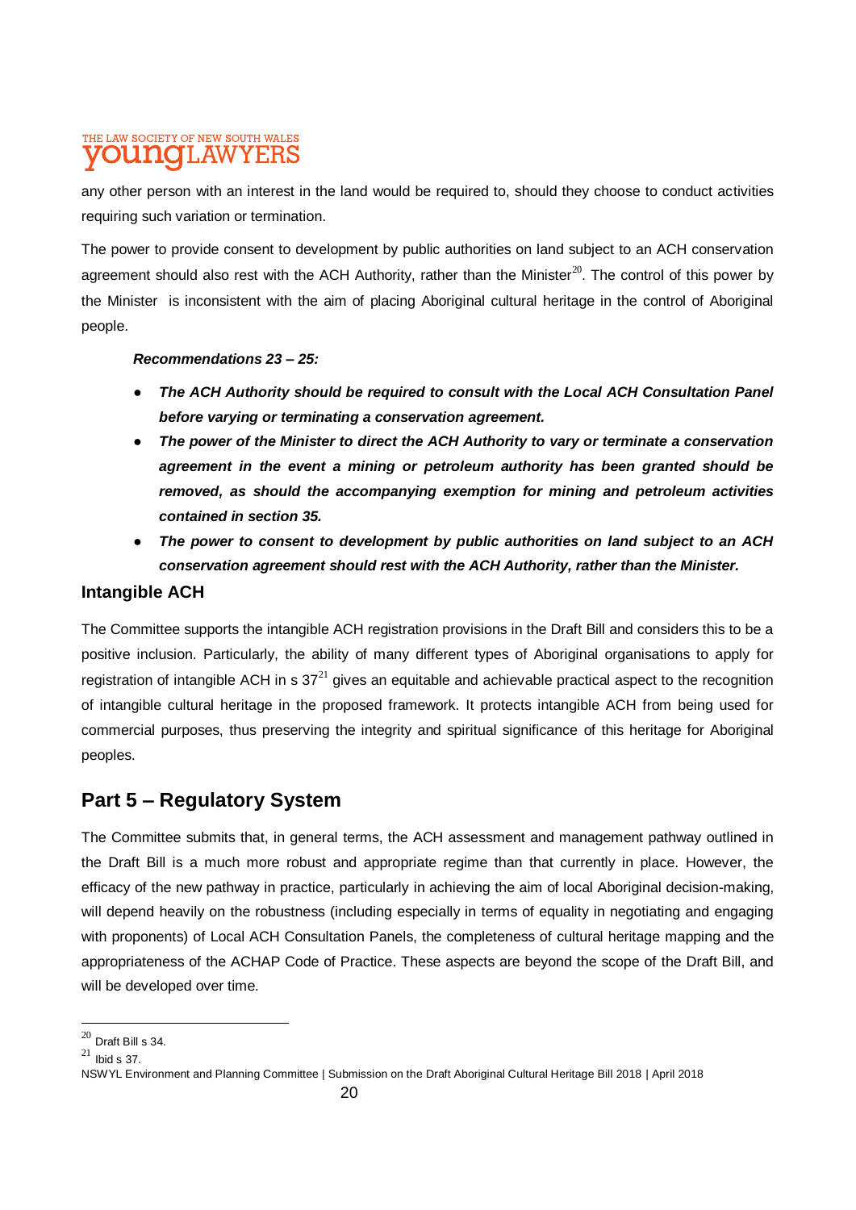any other person with an interest in the land would be required to, should they choose to conduct activities requiring such variation or termination.

The power to provide consent to development by public authorities on land subject to an ACH conservation agreement should also rest with the ACH Authority, rather than the Minister[20]. The control of this power by the Minister is inconsistent with the aim of placing Aboriginal cultural heritage in the control of Aboriginal people.

***Recommendations 23 – 25:***

- ***The ACH Authority should be required to consult with the Local ACH Consultation Panel before varying or terminating a conservation agreement.***
- ***The power of the Minister to direct the ACH Authority to vary or terminate a conservation agreement in the event a mining or petroleum authority has been granted should be removed, as should the accompanying exemption for mining and petroleum activities contained in section 35.***
- ***The power to consent to development by public authorities on land subject to an ACH conservation agreement should rest with the ACH Authority, rather than the Minister.***

### Intangible ACH

The Committee supports the intangible ACH registration provisions in the Draft Bill and considers this to be a positive inclusion. Particularly, the ability of many different types of Aboriginal organisations to apply for registration of intangible ACH in s 37[21] gives an equitable and achievable practical aspect to the recognition of intangible cultural heritage in the proposed framework. It protects intangible ACH from being used for commercial purposes, thus preserving the integrity and spiritual significance of this heritage for Aboriginal peoples.

## Part 5 – Regulatory System

The Committee submits that, in general terms, the ACH assessment and management pathway outlined in the Draft Bill is a much more robust and appropriate regime than that currently in place. However, the efficacy of the new pathway in practice, particularly in achieving the aim of local Aboriginal decision-making, will depend heavily on the robustness (including especially in terms of equality in negotiating and engaging with proponents) of Local ACH Consultation Panels, the completeness of cultural heritage mapping and the appropriateness of the ACHAP Code of Practice. These aspects are beyond the scope of the Draft Bill, and will be developed over time.

---

[20] Draft Bill s 34.

[21] Ibid s 37.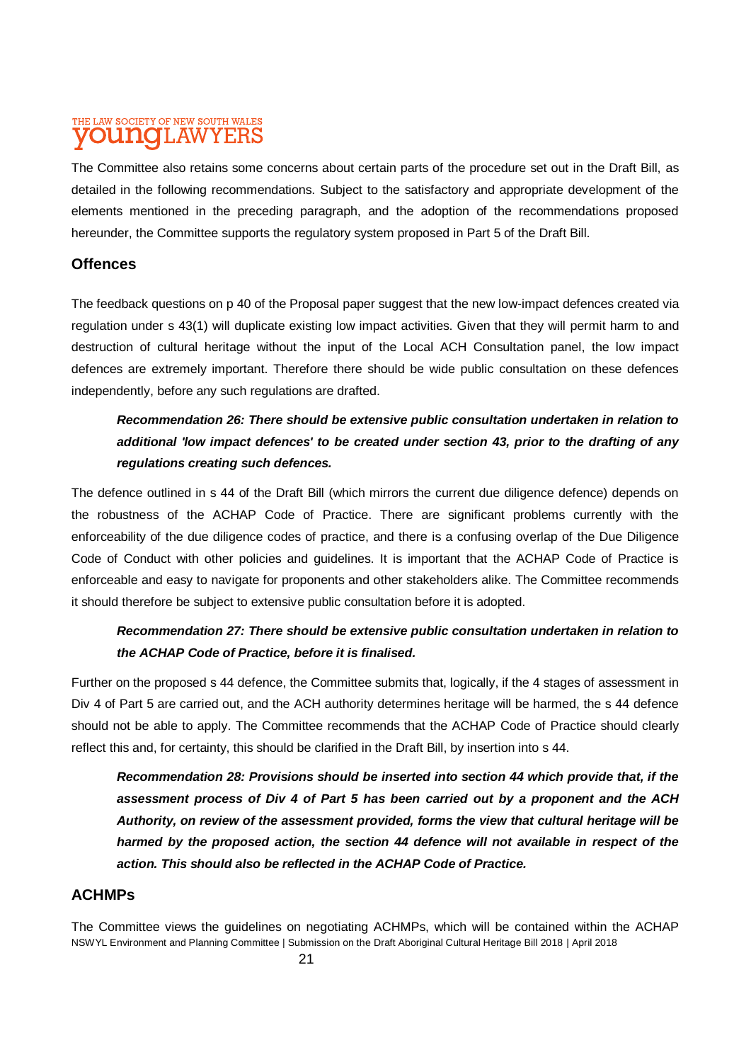The Committee also retains some concerns about certain parts of the procedure set out in the Draft Bill, as detailed in the following recommendations. Subject to the satisfactory and appropriate development of the elements mentioned in the preceding paragraph, and the adoption of the recommendations proposed hereunder, the Committee supports the regulatory system proposed in Part 5 of the Draft Bill.

## Offences

The feedback questions on p 40 of the Proposal paper suggest that the new low-impact defences created via regulation under s 43(1) will duplicate existing low impact activities. Given that they will permit harm to and destruction of cultural heritage without the input of the Local ACH Consultation panel, the low impact defences are extremely important. Therefore there should be wide public consultation on these defences independently, before any such regulations are drafted.

> ***Recommendation 26: There should be extensive public consultation undertaken in relation to additional 'low impact defences' to be created under section 43, prior to the drafting of any regulations creating such defences.***

The defence outlined in s 44 of the Draft Bill (which mirrors the current due diligence defence) depends on the robustness of the ACHAP Code of Practice. There are significant problems currently with the enforceability of the due diligence codes of practice, and there is a confusing overlap of the Due Diligence Code of Conduct with other policies and guidelines. It is important that the ACHAP Code of Practice is enforceable and easy to navigate for proponents and other stakeholders alike. The Committee recommends it should therefore be subject to extensive public consultation before it is adopted.

> ***Recommendation 27: There should be extensive public consultation undertaken in relation to the ACHAP Code of Practice, before it is finalised.***

Further on the proposed s 44 defence, the Committee submits that, logically, if the 4 stages of assessment in Div 4 of Part 5 are carried out, and the ACH authority determines heritage will be harmed, the s 44 defence should not be able to apply. The Committee recommends that the ACHAP Code of Practice should clearly reflect this and, for certainty, this should be clarified in the Draft Bill, by insertion into s 44.

> ***Recommendation 28: Provisions should be inserted into section 44 which provide that, if the assessment process of Div 4 of Part 5 has been carried out by a proponent and the ACH Authority, on review of the assessment provided, forms the view that cultural heritage will be harmed by the proposed action, the section 44 defence will not available in respect of the action. This should also be reflected in the ACHAP Code of Practice.***

## ACHMPs

The Committee views the guidelines on negotiating ACHMPs, which will be contained within the ACHAP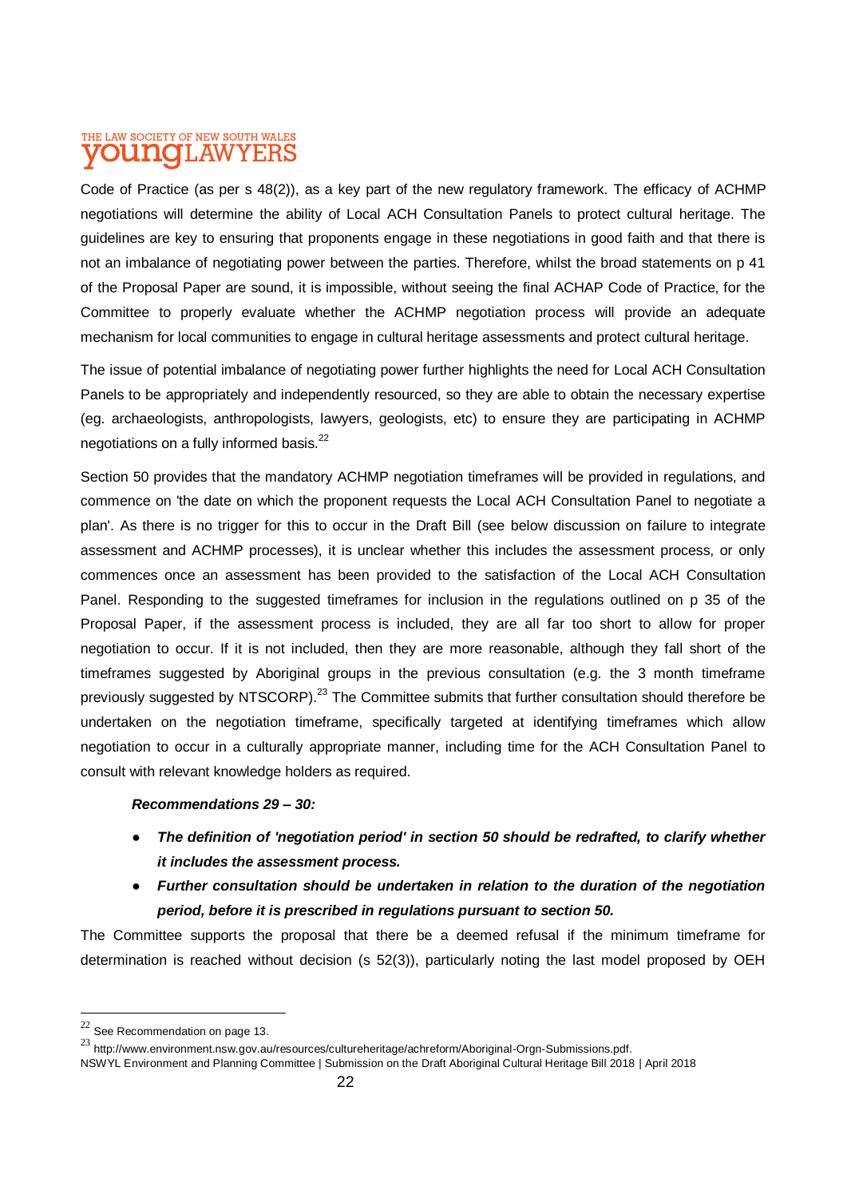Code of Practice (as per s 48(2)), as a key part of the new regulatory framework. The efficacy of ACHMP negotiations will determine the ability of Local ACH Consultation Panels to protect cultural heritage. The guidelines are key to ensuring that proponents engage in these negotiations in good faith and that there is not an imbalance of negotiating power between the parties. Therefore, whilst the broad statements on p 41 of the Proposal Paper are sound, it is impossible, without seeing the final ACHAP Code of Practice, for the Committee to properly evaluate whether the ACHMP negotiation process will provide an adequate mechanism for local communities to engage in cultural heritage assessments and protect cultural heritage.

The issue of potential imbalance of negotiating power further highlights the need for Local ACH Consultation Panels to be appropriately and independently resourced, so they are able to obtain the necessary expertise (eg. archaeologists, anthropologists, lawyers, geologists, etc) to ensure they are participating in ACHMP negotiations on a fully informed basis.[22]

Section 50 provides that the mandatory ACHMP negotiation timeframes will be provided in regulations, and commence on 'the date on which the proponent requests the Local ACH Consultation Panel to negotiate a plan'. As there is no trigger for this to occur in the Draft Bill (see below discussion on failure to integrate assessment and ACHMP processes), it is unclear whether this includes the assessment process, or only commences once an assessment has been provided to the satisfaction of the Local ACH Consultation Panel. Responding to the suggested timeframes for inclusion in the regulations outlined on p 35 of the Proposal Paper, if the assessment process is included, they are all far too short to allow for proper negotiation to occur. If it is not included, then they are more reasonable, although they fall short of the timeframes suggested by Aboriginal groups in the previous consultation (e.g. the 3 month timeframe previously suggested by NTSCORP).[23] The Committee submits that further consultation should therefore be undertaken on the negotiation timeframe, specifically targeted at identifying timeframes which allow negotiation to occur in a culturally appropriate manner, including time for the ACH Consultation Panel to consult with relevant knowledge holders as required.

***Recommendations 29 – 30:***

- ***The definition of 'negotiation period' in section 50 should be redrafted, to clarify whether it includes the assessment process.***
- ***Further consultation should be undertaken in relation to the duration of the negotiation period, before it is prescribed in regulations pursuant to section 50.***

The Committee supports the proposal that there be a deemed refusal if the minimum timeframe for determination is reached without decision (s 52(3)), particularly noting the last model proposed by OEH

[22] See Recommendation on page 13.

[23] http://www.environment.nsw.gov.au/resources/cultureheritage/achreform/Aboriginal-Orgn-Submissions.pdf.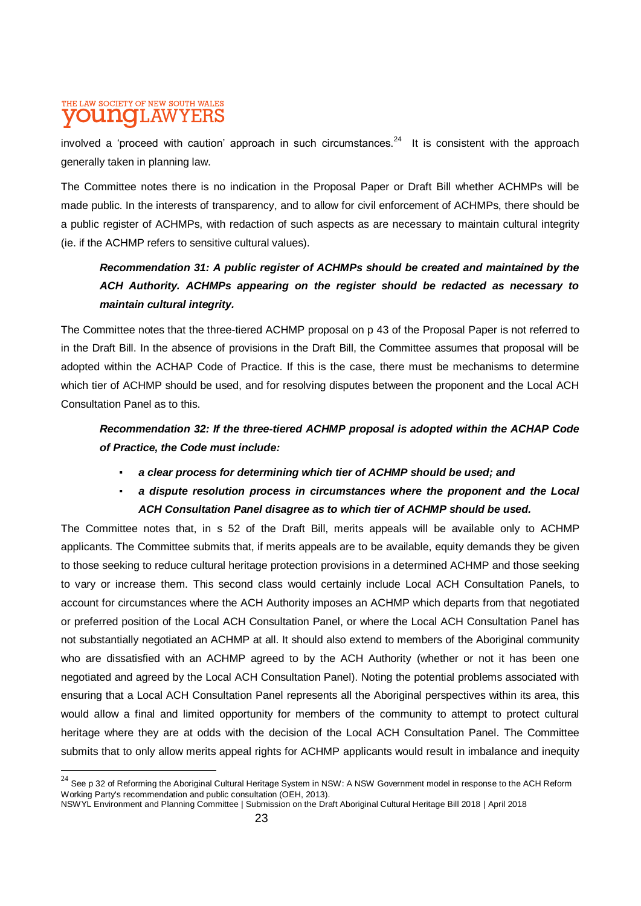involved a 'proceed with caution' approach in such circumstances.[24] It is consistent with the approach generally taken in planning law.

The Committee notes there is no indication in the Proposal Paper or Draft Bill whether ACHMPs will be made public. In the interests of transparency, and to allow for civil enforcement of ACHMPs, there should be a public register of ACHMPs, with redaction of such aspects as are necessary to maintain cultural integrity (ie. if the ACHMP refers to sensitive cultural values).

> ***Recommendation 31: A public register of ACHMPs should be created and maintained by the ACH Authority. ACHMPs appearing on the register should be redacted as necessary to maintain cultural integrity.***

The Committee notes that the three-tiered ACHMP proposal on p 43 of the Proposal Paper is not referred to in the Draft Bill. In the absence of provisions in the Draft Bill, the Committee assumes that proposal will be adopted within the ACHAP Code of Practice. If this is the case, there must be mechanisms to determine which tier of ACHMP should be used, and for resolving disputes between the proponent and the Local ACH Consultation Panel as to this.

> ***Recommendation 32: If the three-tiered ACHMP proposal is adopted within the ACHAP Code of Practice, the Code must include:***
>
> - ***a clear process for determining which tier of ACHMP should be used; and***
> - ***a dispute resolution process in circumstances where the proponent and the Local ACH Consultation Panel disagree as to which tier of ACHMP should be used.***

The Committee notes that, in s 52 of the Draft Bill, merits appeals will be available only to ACHMP applicants. The Committee submits that, if merits appeals are to be available, equity demands they be given to those seeking to reduce cultural heritage protection provisions in a determined ACHMP and those seeking to vary or increase them. This second class would certainly include Local ACH Consultation Panels, to account for circumstances where the ACH Authority imposes an ACHMP which departs from that negotiated or preferred position of the Local ACH Consultation Panel, or where the Local ACH Consultation Panel has not substantially negotiated an ACHMP at all. It should also extend to members of the Aboriginal community who are dissatisfied with an ACHMP agreed to by the ACH Authority (whether or not it has been one negotiated and agreed by the Local ACH Consultation Panel). Noting the potential problems associated with ensuring that a Local ACH Consultation Panel represents all the Aboriginal perspectives within its area, this would allow a final and limited opportunity for members of the community to attempt to protect cultural heritage where they are at odds with the decision of the Local ACH Consultation Panel. The Committee submits that to only allow merits appeal rights for ACHMP applicants would result in imbalance and inequity

---

[24] See p 32 of Reforming the Aboriginal Cultural Heritage System in NSW: A NSW Government model in response to the ACH Reform Working Party's recommendation and public consultation (OEH, 2013).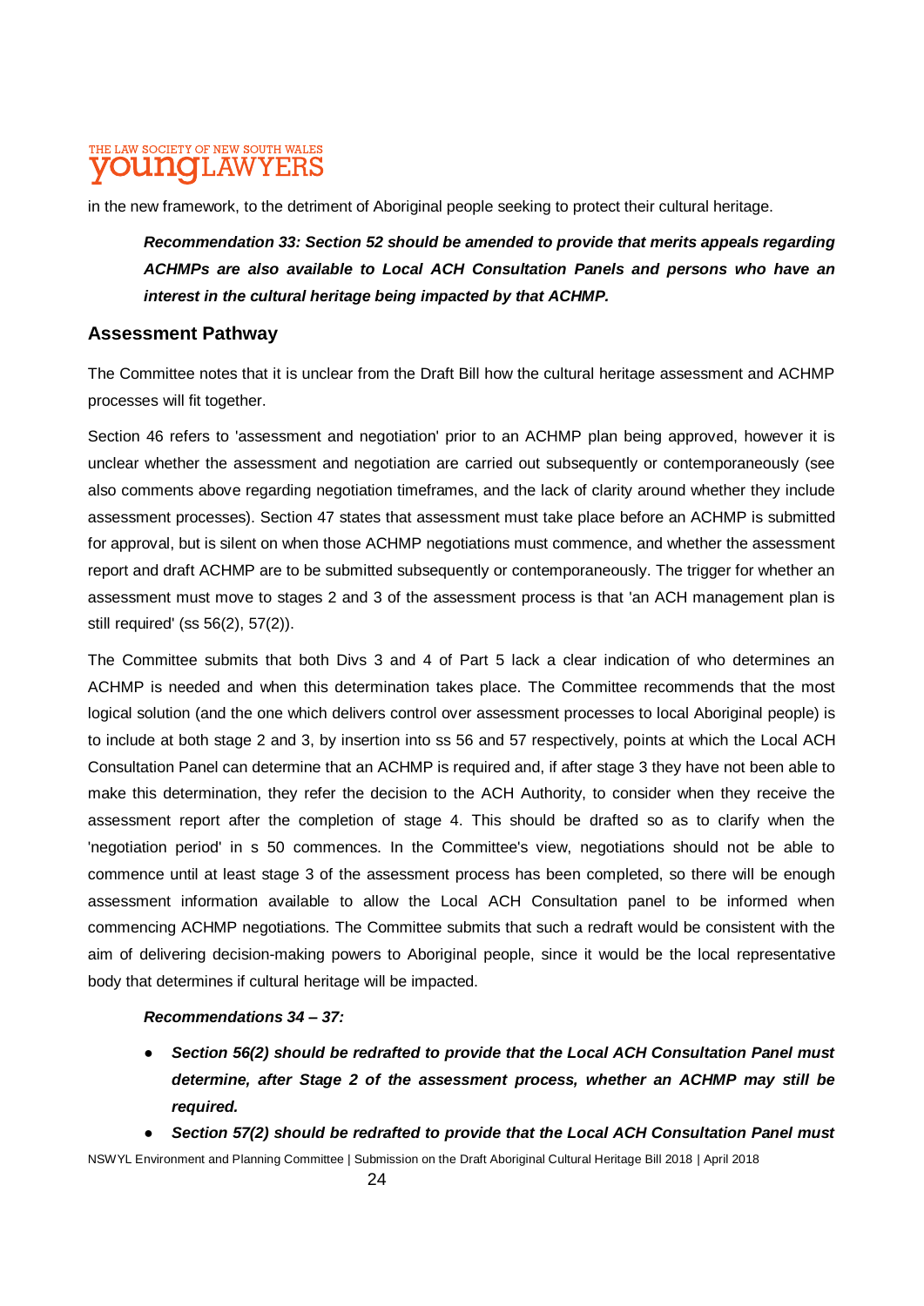in the new framework, to the detriment of Aboriginal people seeking to protect their cultural heritage.

> ***Recommendation 33: Section 52 should be amended to provide that merits appeals regarding ACHMPs are also available to Local ACH Consultation Panels and persons who have an interest in the cultural heritage being impacted by that ACHMP.***

## Assessment Pathway

The Committee notes that it is unclear from the Draft Bill how the cultural heritage assessment and ACHMP processes will fit together.

Section 46 refers to 'assessment and negotiation' prior to an ACHMP plan being approved, however it is unclear whether the assessment and negotiation are carried out subsequently or contemporaneously (see also comments above regarding negotiation timeframes, and the lack of clarity around whether they include assessment processes). Section 47 states that assessment must take place before an ACHMP is submitted for approval, but is silent on when those ACHMP negotiations must commence, and whether the assessment report and draft ACHMP are to be submitted subsequently or contemporaneously. The trigger for whether an assessment must move to stages 2 and 3 of the assessment process is that 'an ACH management plan is still required' (ss 56(2), 57(2)).

The Committee submits that both Divs 3 and 4 of Part 5 lack a clear indication of who determines an ACHMP is needed and when this determination takes place. The Committee recommends that the most logical solution (and the one which delivers control over assessment processes to local Aboriginal people) is to include at both stage 2 and 3, by insertion into ss 56 and 57 respectively, points at which the Local ACH Consultation Panel can determine that an ACHMP is required and, if after stage 3 they have not been able to make this determination, they refer the decision to the ACH Authority, to consider when they receive the assessment report after the completion of stage 4. This should be drafted so as to clarify when the 'negotiation period' in s 50 commences. In the Committee's view, negotiations should not be able to commence until at least stage 3 of the assessment process has been completed, so there will be enough assessment information available to allow the Local ACH Consultation panel to be informed when commencing ACHMP negotiations. The Committee submits that such a redraft would be consistent with the aim of delivering decision-making powers to Aboriginal people, since it would be the local representative body that determines if cultural heritage will be impacted.

> ***Recommendations 34 – 37:***
>
> - ***Section 56(2) should be redrafted to provide that the Local ACH Consultation Panel must determine, after Stage 2 of the assessment process, whether an ACHMP may still be required.***
> - ***Section 57(2) should be redrafted to provide that the Local ACH Consultation Panel must***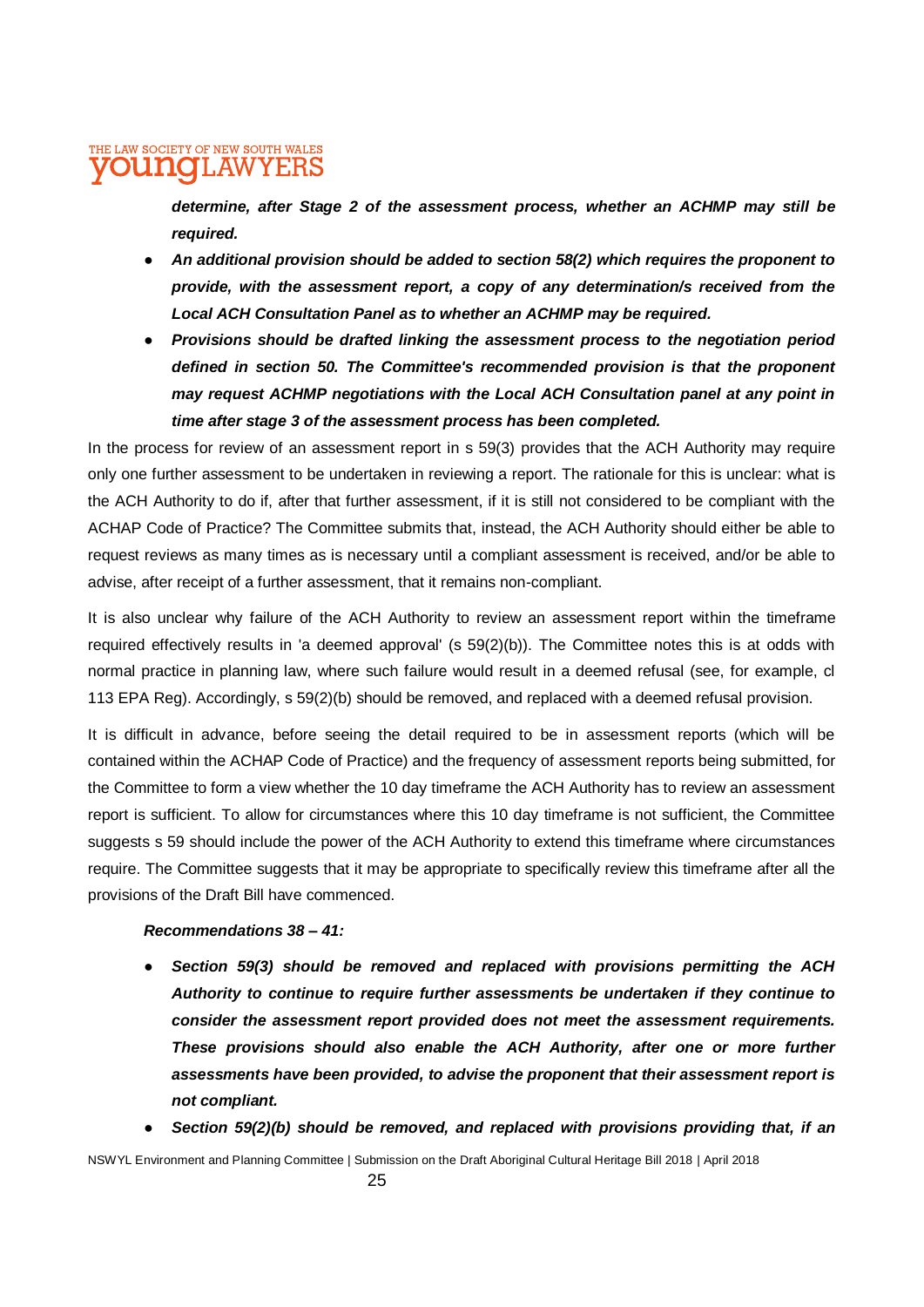***determine, after Stage 2 of the assessment process, whether an ACHMP may still be required.***

- ***An additional provision should be added to section 58(2) which requires the proponent to provide, with the assessment report, a copy of any determination/s received from the Local ACH Consultation Panel as to whether an ACHMP may be required.***
- ***Provisions should be drafted linking the assessment process to the negotiation period defined in section 50. The Committee's recommended provision is that the proponent may request ACHMP negotiations with the Local ACH Consultation panel at any point in time after stage 3 of the assessment process has been completed.***

In the process for review of an assessment report in s 59(3) provides that the ACH Authority may require only one further assessment to be undertaken in reviewing a report. The rationale for this is unclear: what is the ACH Authority to do if, after that further assessment, if it is still not considered to be compliant with the ACHAP Code of Practice? The Committee submits that, instead, the ACH Authority should either be able to request reviews as many times as is necessary until a compliant assessment is received, and/or be able to advise, after receipt of a further assessment, that it remains non-compliant.

It is also unclear why failure of the ACH Authority to review an assessment report within the timeframe required effectively results in 'a deemed approval' (s 59(2)(b)). The Committee notes this is at odds with normal practice in planning law, where such failure would result in a deemed refusal (see, for example, cl 113 EPA Reg). Accordingly, s 59(2)(b) should be removed, and replaced with a deemed refusal provision.

It is difficult in advance, before seeing the detail required to be in assessment reports (which will be contained within the ACHAP Code of Practice) and the frequency of assessment reports being submitted, for the Committee to form a view whether the 10 day timeframe the ACH Authority has to review an assessment report is sufficient. To allow for circumstances where this 10 day timeframe is not sufficient, the Committee suggests s 59 should include the power of the ACH Authority to extend this timeframe where circumstances require. The Committee suggests that it may be appropriate to specifically review this timeframe after all the provisions of the Draft Bill have commenced.

***Recommendations 38 – 41:***

- ***Section 59(3) should be removed and replaced with provisions permitting the ACH Authority to continue to require further assessments be undertaken if they continue to consider the assessment report provided does not meet the assessment requirements. These provisions should also enable the ACH Authority, after one or more further assessments have been provided, to advise the proponent that their assessment report is not compliant.***
- ***Section 59(2)(b) should be removed, and replaced with provisions providing that, if an***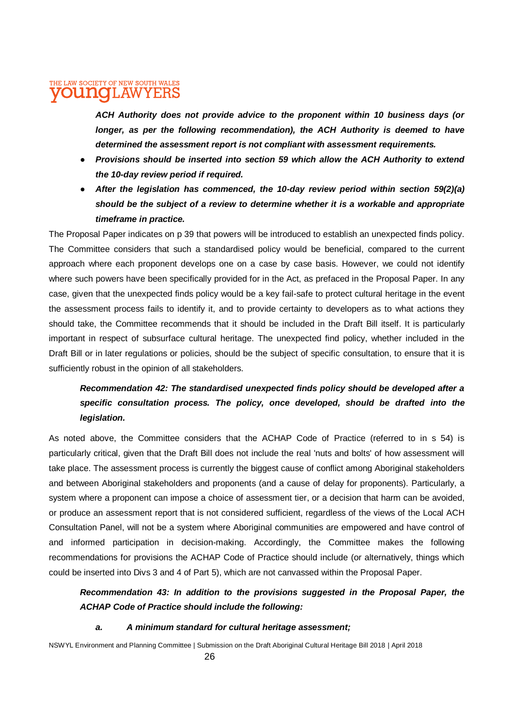***ACH Authority does not provide advice to the proponent within 10 business days (or longer, as per the following recommendation), the ACH Authority is deemed to have determined the assessment report is not compliant with assessment requirements.***

- ***Provisions should be inserted into section 59 which allow the ACH Authority to extend the 10-day review period if required.***
- ***After the legislation has commenced, the 10-day review period within section 59(2)(a) should be the subject of a review to determine whether it is a workable and appropriate timeframe in practice.***

The Proposal Paper indicates on p 39 that powers will be introduced to establish an unexpected finds policy. The Committee considers that such a standardised policy would be beneficial, compared to the current approach where each proponent develops one on a case by case basis. However, we could not identify where such powers have been specifically provided for in the Act, as prefaced in the Proposal Paper. In any case, given that the unexpected finds policy would be a key fail-safe to protect cultural heritage in the event the assessment process fails to identify it, and to provide certainty to developers as to what actions they should take, the Committee recommends that it should be included in the Draft Bill itself. It is particularly important in respect of subsurface cultural heritage. The unexpected find policy, whether included in the Draft Bill or in later regulations or policies, should be the subject of specific consultation, to ensure that it is sufficiently robust in the opinion of all stakeholders.

***Recommendation 42: The standardised unexpected finds policy should be developed after a specific consultation process. The policy, once developed, should be drafted into the legislation.***

As noted above, the Committee considers that the ACHAP Code of Practice (referred to in s 54) is particularly critical, given that the Draft Bill does not include the real 'nuts and bolts' of how assessment will take place. The assessment process is currently the biggest cause of conflict among Aboriginal stakeholders and between Aboriginal stakeholders and proponents (and a cause of delay for proponents). Particularly, a system where a proponent can impose a choice of assessment tier, or a decision that harm can be avoided, or produce an assessment report that is not considered sufficient, regardless of the views of the Local ACH Consultation Panel, will not be a system where Aboriginal communities are empowered and have control of and informed participation in decision-making. Accordingly, the Committee makes the following recommendations for provisions the ACHAP Code of Practice should include (or alternatively, things which could be inserted into Divs 3 and 4 of Part 5), which are not canvassed within the Proposal Paper.

***Recommendation 43: In addition to the provisions suggested in the Proposal Paper, the ACHAP Code of Practice should include the following:***

***a. A minimum standard for cultural heritage assessment;***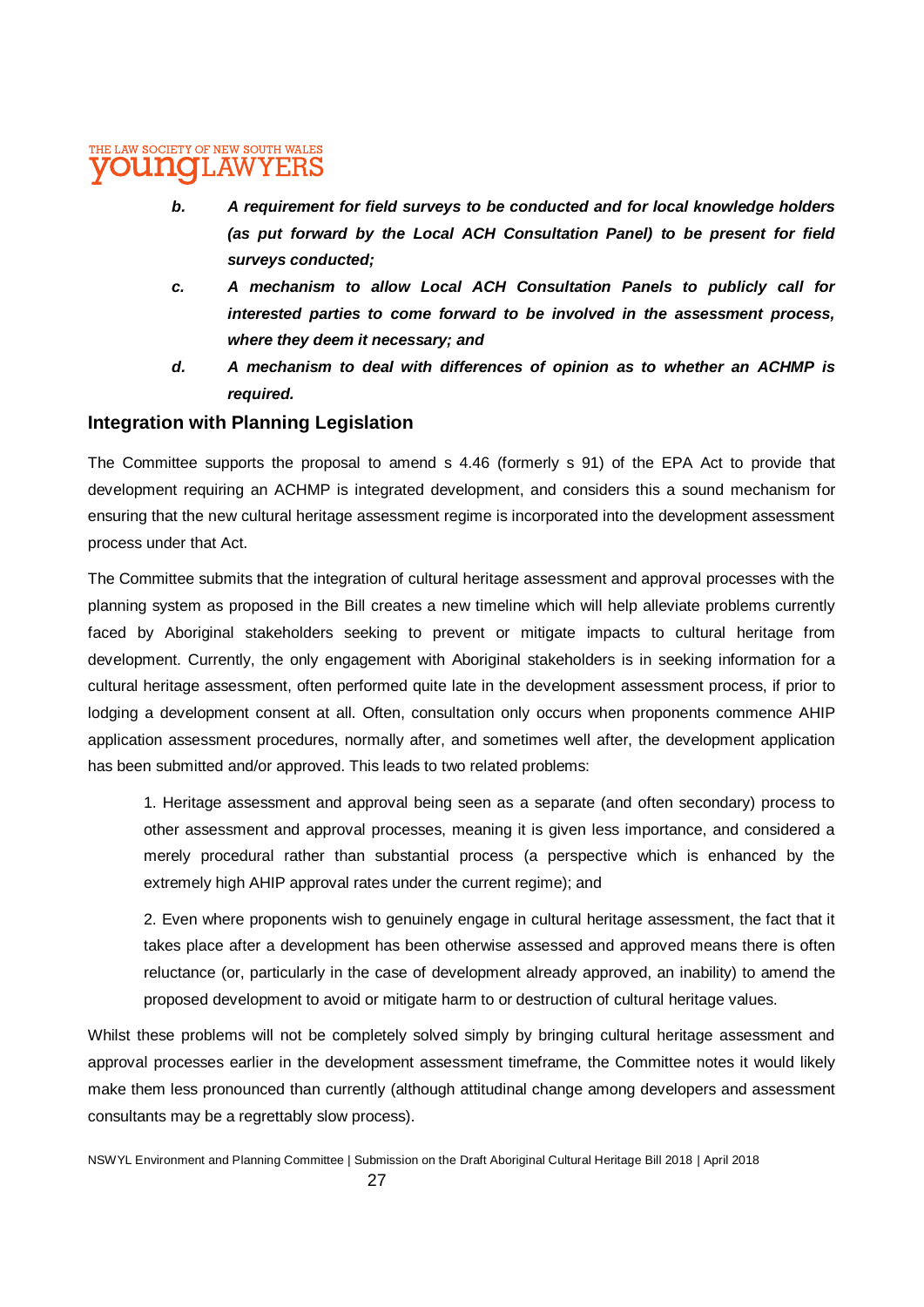> ***b.*** ***A requirement for field surveys to be conducted and for local knowledge holders (as put forward by the Local ACH Consultation Panel) to be present for field surveys conducted;***
>
> ***c.*** ***A mechanism to allow Local ACH Consultation Panels to publicly call for interested parties to come forward to be involved in the assessment process, where they deem it necessary; and***
>
> ***d.*** ***A mechanism to deal with differences of opinion as to whether an ACHMP is required.***

## Integration with Planning Legislation

The Committee supports the proposal to amend s 4.46 (formerly s 91) of the EPA Act to provide that development requiring an ACHMP is integrated development, and considers this a sound mechanism for ensuring that the new cultural heritage assessment regime is incorporated into the development assessment process under that Act.

The Committee submits that the integration of cultural heritage assessment and approval processes with the planning system as proposed in the Bill creates a new timeline which will help alleviate problems currently faced by Aboriginal stakeholders seeking to prevent or mitigate impacts to cultural heritage from development. Currently, the only engagement with Aboriginal stakeholders is in seeking information for a cultural heritage assessment, often performed quite late in the development assessment process, if prior to lodging a development consent at all. Often, consultation only occurs when proponents commence AHIP application assessment procedures, normally after, and sometimes well after, the development application has been submitted and/or approved. This leads to two related problems:

> 1. Heritage assessment and approval being seen as a separate (and often secondary) process to other assessment and approval processes, meaning it is given less importance, and considered a merely procedural rather than substantial process (a perspective which is enhanced by the extremely high AHIP approval rates under the current regime); and
>
> 2. Even where proponents wish to genuinely engage in cultural heritage assessment, the fact that it takes place after a development has been otherwise assessed and approved means there is often reluctance (or, particularly in the case of development already approved, an inability) to amend the proposed development to avoid or mitigate harm to or destruction of cultural heritage values.

Whilst these problems will not be completely solved simply by bringing cultural heritage assessment and approval processes earlier in the development assessment timeframe, the Committee notes it would likely make them less pronounced than currently (although attitudinal change among developers and assessment consultants may be a regrettably slow process).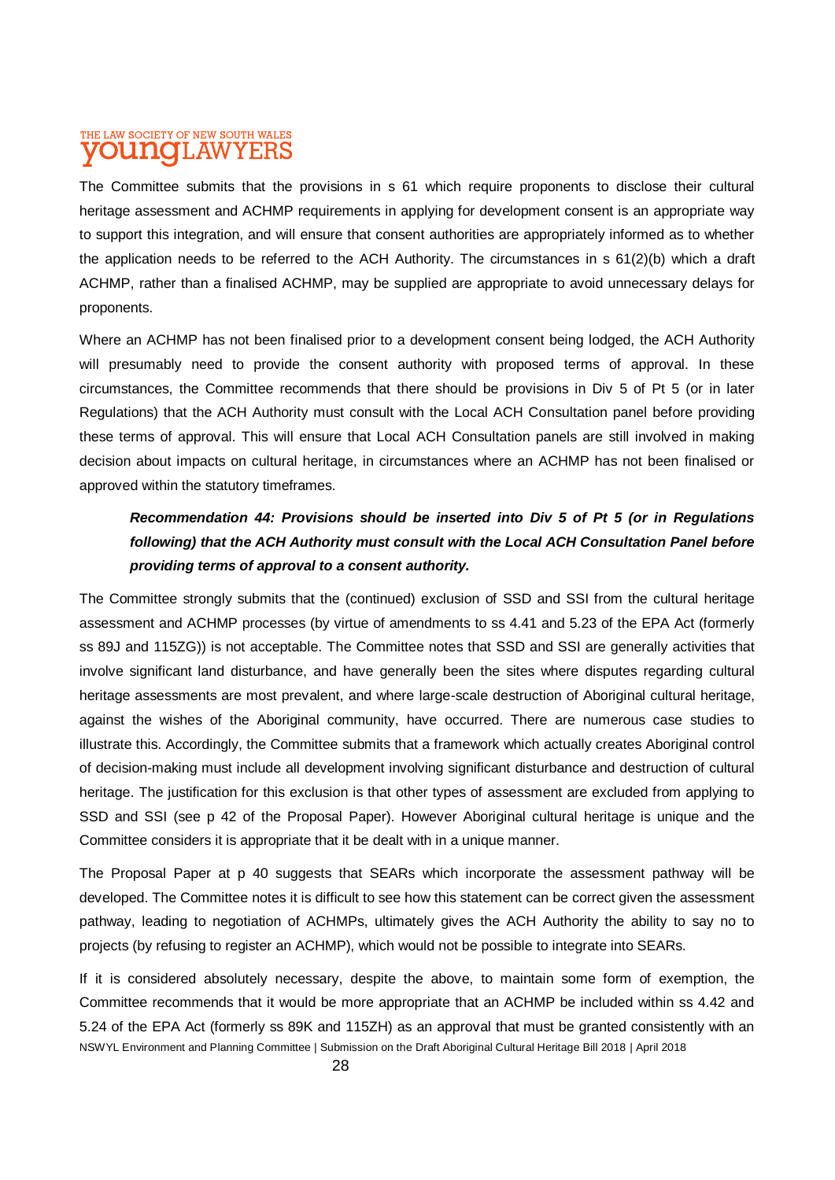The Committee submits that the provisions in s 61 which require proponents to disclose their cultural heritage assessment and ACHMP requirements in applying for development consent is an appropriate way to support this integration, and will ensure that consent authorities are appropriately informed as to whether the application needs to be referred to the ACH Authority. The circumstances in s 61(2)(b) which a draft ACHMP, rather than a finalised ACHMP, may be supplied are appropriate to avoid unnecessary delays for proponents.

Where an ACHMP has not been finalised prior to a development consent being lodged, the ACH Authority will presumably need to provide the consent authority with proposed terms of approval. In these circumstances, the Committee recommends that there should be provisions in Div 5 of Pt 5 (or in later Regulations) that the ACH Authority must consult with the Local ACH Consultation panel before providing these terms of approval. This will ensure that Local ACH Consultation panels are still involved in making decision about impacts on cultural heritage, in circumstances where an ACHMP has not been finalised or approved within the statutory timeframes.

> ***Recommendation 44: Provisions should be inserted into Div 5 of Pt 5 (or in Regulations following) that the ACH Authority must consult with the Local ACH Consultation Panel before providing terms of approval to a consent authority.***

The Committee strongly submits that the (continued) exclusion of SSD and SSI from the cultural heritage assessment and ACHMP processes (by virtue of amendments to ss 4.41 and 5.23 of the EPA Act (formerly ss 89J and 115ZG)) is not acceptable. The Committee notes that SSD and SSI are generally activities that involve significant land disturbance, and have generally been the sites where disputes regarding cultural heritage assessments are most prevalent, and where large-scale destruction of Aboriginal cultural heritage, against the wishes of the Aboriginal community, have occurred. There are numerous case studies to illustrate this. Accordingly, the Committee submits that a framework which actually creates Aboriginal control of decision-making must include all development involving significant disturbance and destruction of cultural heritage. The justification for this exclusion is that other types of assessment are excluded from applying to SSD and SSI (see p 42 of the Proposal Paper). However Aboriginal cultural heritage is unique and the Committee considers it is appropriate that it be dealt with in a unique manner.

The Proposal Paper at p 40 suggests that SEARs which incorporate the assessment pathway will be developed. The Committee notes it is difficult to see how this statement can be correct given the assessment pathway, leading to negotiation of ACHMPs, ultimately gives the ACH Authority the ability to say no to projects (by refusing to register an ACHMP), which would not be possible to integrate into SEARs.

If it is considered absolutely necessary, despite the above, to maintain some form of exemption, the Committee recommends that it would be more appropriate that an ACHMP be included within ss 4.42 and 5.24 of the EPA Act (formerly ss 89K and 115ZH) as an approval that must be granted consistently with an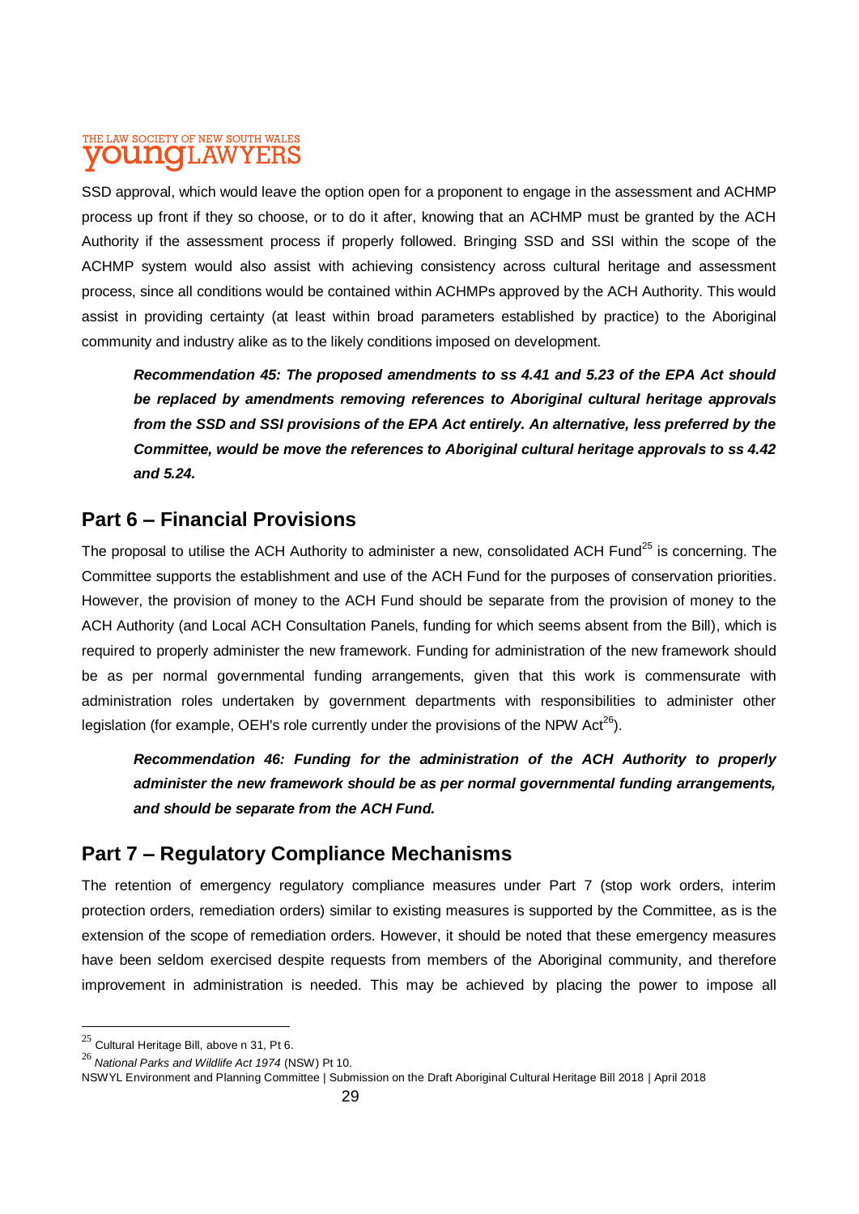SSD approval, which would leave the option open for a proponent to engage in the assessment and ACHMP process up front if they so choose, or to do it after, knowing that an ACHMP must be granted by the ACH Authority if the assessment process if properly followed. Bringing SSD and SSI within the scope of the ACHMP system would also assist with achieving consistency across cultural heritage and assessment process, since all conditions would be contained within ACHMPs approved by the ACH Authority. This would assist in providing certainty (at least within broad parameters established by practice) to the Aboriginal community and industry alike as to the likely conditions imposed on development.

> ***Recommendation 45: The proposed amendments to ss 4.41 and 5.23 of the EPA Act should be replaced by amendments removing references to Aboriginal cultural heritage approvals from the SSD and SSI provisions of the EPA Act entirely. An alternative, less preferred by the Committee, would be move the references to Aboriginal cultural heritage approvals to ss 4.42 and 5.24.***

## Part 6 – Financial Provisions

The proposal to utilise the ACH Authority to administer a new, consolidated ACH Fund[25] is concerning. The Committee supports the establishment and use of the ACH Fund for the purposes of conservation priorities. However, the provision of money to the ACH Fund should be separate from the provision of money to the ACH Authority (and Local ACH Consultation Panels, funding for which seems absent from the Bill), which is required to properly administer the new framework. Funding for administration of the new framework should be as per normal governmental funding arrangements, given that this work is commensurate with administration roles undertaken by government departments with responsibilities to administer other legislation (for example, OEH's role currently under the provisions of the NPW Act[26]).

> ***Recommendation 46: Funding for the administration of the ACH Authority to properly administer the new framework should be as per normal governmental funding arrangements, and should be separate from the ACH Fund.***

## Part 7 – Regulatory Compliance Mechanisms

The retention of emergency regulatory compliance measures under Part 7 (stop work orders, interim protection orders, remediation orders) similar to existing measures is supported by the Committee, as is the extension of the scope of remediation orders. However, it should be noted that these emergency measures have been seldom exercised despite requests from members of the Aboriginal community, and therefore improvement in administration is needed. This may be achieved by placing the power to impose all

---

[25] Cultural Heritage Bill, above n 31, Pt 6.

[26] *National Parks and Wildlife Act 1974* (NSW) Pt 10.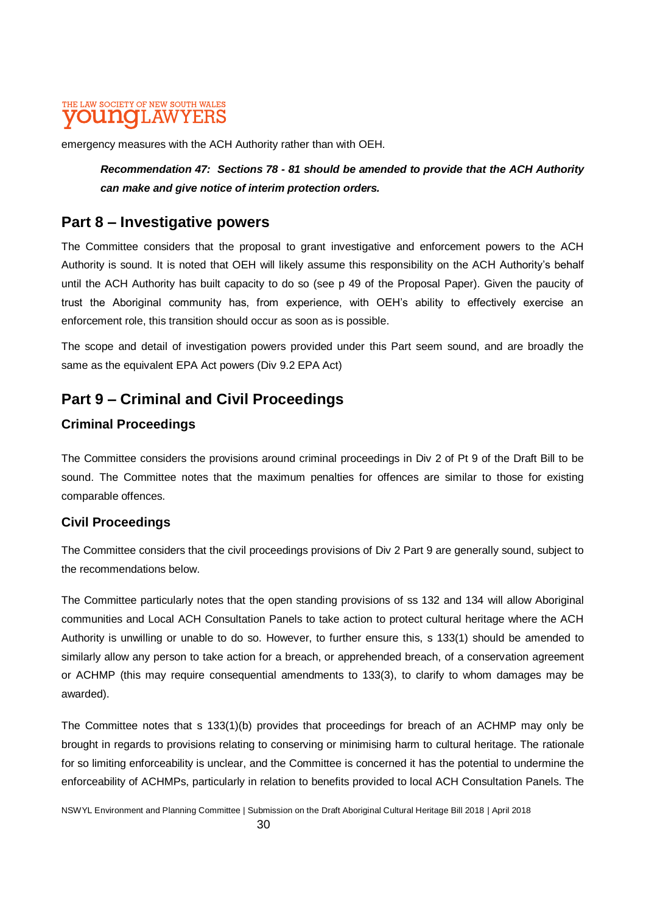emergency measures with the ACH Authority rather than with OEH.

> ***Recommendation 47: Sections 78 - 81 should be amended to provide that the ACH Authority can make and give notice of interim protection orders.***

## Part 8 – Investigative powers

The Committee considers that the proposal to grant investigative and enforcement powers to the ACH Authority is sound. It is noted that OEH will likely assume this responsibility on the ACH Authority's behalf until the ACH Authority has built capacity to do so (see p 49 of the Proposal Paper). Given the paucity of trust the Aboriginal community has, from experience, with OEH's ability to effectively exercise an enforcement role, this transition should occur as soon as is possible.

The scope and detail of investigation powers provided under this Part seem sound, and are broadly the same as the equivalent EPA Act powers (Div 9.2 EPA Act)

## Part 9 – Criminal and Civil Proceedings

### Criminal Proceedings

The Committee considers the provisions around criminal proceedings in Div 2 of Pt 9 of the Draft Bill to be sound. The Committee notes that the maximum penalties for offences are similar to those for existing comparable offences.

### Civil Proceedings

The Committee considers that the civil proceedings provisions of Div 2 Part 9 are generally sound, subject to the recommendations below.

The Committee particularly notes that the open standing provisions of ss 132 and 134 will allow Aboriginal communities and Local ACH Consultation Panels to take action to protect cultural heritage where the ACH Authority is unwilling or unable to do so. However, to further ensure this, s 133(1) should be amended to similarly allow any person to take action for a breach, or apprehended breach, of a conservation agreement or ACHMP (this may require consequential amendments to 133(3), to clarify to whom damages may be awarded).

The Committee notes that s 133(1)(b) provides that proceedings for breach of an ACHMP may only be brought in regards to provisions relating to conserving or minimising harm to cultural heritage. The rationale for so limiting enforceability is unclear, and the Committee is concerned it has the potential to undermine the enforceability of ACHMPs, particularly in relation to benefits provided to local ACH Consultation Panels. The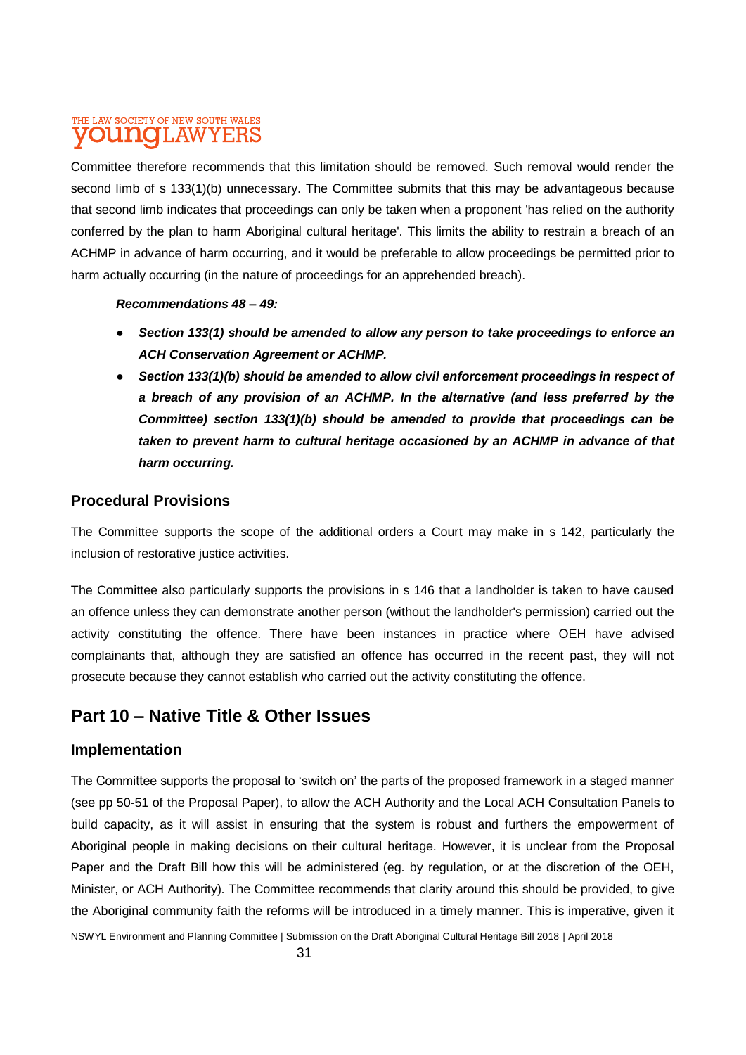Committee therefore recommends that this limitation should be removed. Such removal would render the second limb of s 133(1)(b) unnecessary. The Committee submits that this may be advantageous because that second limb indicates that proceedings can only be taken when a proponent 'has relied on the authority conferred by the plan to harm Aboriginal cultural heritage'. This limits the ability to restrain a breach of an ACHMP in advance of harm occurring, and it would be preferable to allow proceedings be permitted prior to harm actually occurring (in the nature of proceedings for an apprehended breach).

***Recommendations 48 – 49:***

- ***Section 133(1) should be amended to allow any person to take proceedings to enforce an ACH Conservation Agreement or ACHMP.***
- ***Section 133(1)(b) should be amended to allow civil enforcement proceedings in respect of a breach of any provision of an ACHMP. In the alternative (and less preferred by the Committee) section 133(1)(b) should be amended to provide that proceedings can be taken to prevent harm to cultural heritage occasioned by an ACHMP in advance of that harm occurring.***

### Procedural Provisions

The Committee supports the scope of the additional orders a Court may make in s 142, particularly the inclusion of restorative justice activities.

The Committee also particularly supports the provisions in s 146 that a landholder is taken to have caused an offence unless they can demonstrate another person (without the landholder's permission) carried out the activity constituting the offence. There have been instances in practice where OEH have advised complainants that, although they are satisfied an offence has occurred in the recent past, they will not prosecute because they cannot establish who carried out the activity constituting the offence.

## Part 10 – Native Title & Other Issues

### Implementation

The Committee supports the proposal to 'switch on' the parts of the proposed framework in a staged manner (see pp 50-51 of the Proposal Paper), to allow the ACH Authority and the Local ACH Consultation Panels to build capacity, as it will assist in ensuring that the system is robust and furthers the empowerment of Aboriginal people in making decisions on their cultural heritage. However, it is unclear from the Proposal Paper and the Draft Bill how this will be administered (eg. by regulation, or at the discretion of the OEH, Minister, or ACH Authority). The Committee recommends that clarity around this should be provided, to give the Aboriginal community faith the reforms will be introduced in a timely manner. This is imperative, given it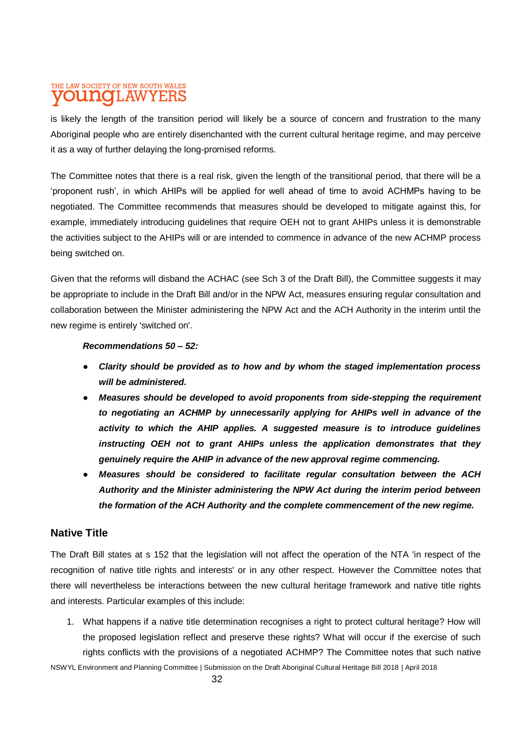is likely the length of the transition period will likely be a source of concern and frustration to the many Aboriginal people who are entirely disenchanted with the current cultural heritage regime, and may perceive it as a way of further delaying the long-promised reforms.

The Committee notes that there is a real risk, given the length of the transitional period, that there will be a 'proponent rush', in which AHIPs will be applied for well ahead of time to avoid ACHMPs having to be negotiated. The Committee recommends that measures should be developed to mitigate against this, for example, immediately introducing guidelines that require OEH not to grant AHIPs unless it is demonstrable the activities subject to the AHIPs will or are intended to commence in advance of the new ACHMP process being switched on.

Given that the reforms will disband the ACHAC (see Sch 3 of the Draft Bill), the Committee suggests it may be appropriate to include in the Draft Bill and/or in the NPW Act, measures ensuring regular consultation and collaboration between the Minister administering the NPW Act and the ACH Authority in the interim until the new regime is entirely 'switched on'.

***Recommendations 50 – 52:***

- ***Clarity should be provided as to how and by whom the staged implementation process will be administered.***
- ***Measures should be developed to avoid proponents from side-stepping the requirement to negotiating an ACHMP by unnecessarily applying for AHIPs well in advance of the activity to which the AHIP applies. A suggested measure is to introduce guidelines instructing OEH not to grant AHIPs unless the application demonstrates that they genuinely require the AHIP in advance of the new approval regime commencing.***
- ***Measures should be considered to facilitate regular consultation between the ACH Authority and the Minister administering the NPW Act during the interim period between the formation of the ACH Authority and the complete commencement of the new regime.***

## Native Title

The Draft Bill states at s 152 that the legislation will not affect the operation of the NTA 'in respect of the recognition of native title rights and interests' or in any other respect. However the Committee notes that there will nevertheless be interactions between the new cultural heritage framework and native title rights and interests. Particular examples of this include:

1. What happens if a native title determination recognises a right to protect cultural heritage? How will the proposed legislation reflect and preserve these rights? What will occur if the exercise of such rights conflicts with the provisions of a negotiated ACHMP? The Committee notes that such native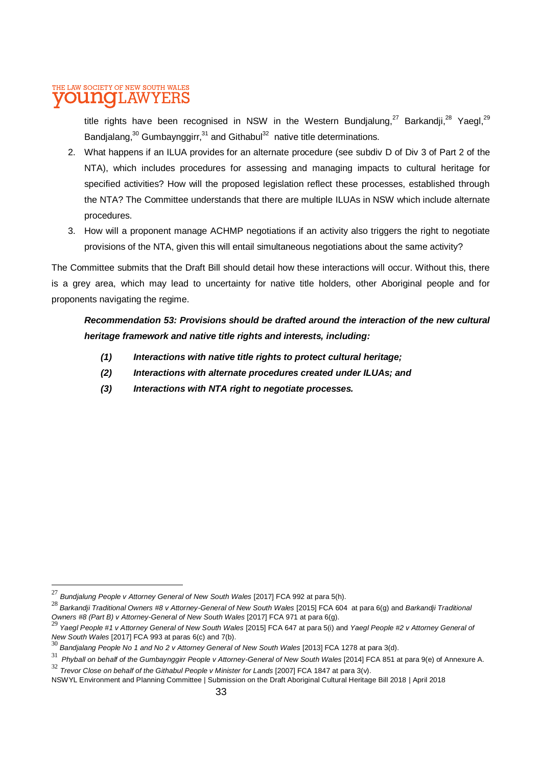title rights have been recognised in NSW in the Western Bundjalung,[27] Barkandji,[28] Yaegl,[29] Bandjalang,[30] Gumbaynggirr,[31] and Githabul[32] native title determinations.

2. What happens if an ILUA provides for an alternate procedure (see subdiv D of Div 3 of Part 2 of the NTA), which includes procedures for assessing and managing impacts to cultural heritage for specified activities? How will the proposed legislation reflect these processes, established through the NTA? The Committee understands that there are multiple ILUAs in NSW which include alternate procedures.
3. How will a proponent manage ACHMP negotiations if an activity also triggers the right to negotiate provisions of the NTA, given this will entail simultaneous negotiations about the same activity?

The Committee submits that the Draft Bill should detail how these interactions will occur. Without this, there is a grey area, which may lead to uncertainty for native title holders, other Aboriginal people and for proponents navigating the regime.

***Recommendation 53: Provisions should be drafted around the interaction of the new cultural heritage framework and native title rights and interests, including:***

***(1) Interactions with native title rights to protect cultural heritage;***

***(2) Interactions with alternate procedures created under ILUAs; and***

***(3) Interactions with NTA right to negotiate processes.***

---

[27] *Bundjalung People v Attorney General of New South Wales* [2017] FCA 992 at para 5(h).

[28] *Barkandji Traditional Owners #8 v Attorney-General of New South Wales* [2015] FCA 604 at para 6(g) and *Barkandji Traditional Owners #8 (Part B) v Attorney-General of New South Wales* [2017] FCA 971 at para 6(g).

[29] *Yaegl People #1 v Attorney General of New South Wales* [2015] FCA 647 at para 5(i) and *Yaegl People #2 v Attorney General of New South Wales* [2017] FCA 993 at paras 6(c) and 7(b).

[30] *Bandjalang People No 1 and No 2 v Attorney General of New South Wales* [2013] FCA 1278 at para 3(d).

[31] *Phyball on behalf of the Gumbaynggirr People v Attorney-General of New South Wales* [2014] FCA 851 at para 9(e) of Annexure A.

[32] *Trevor Close on behalf of the Githabul People v Minister for Lands* [2007] FCA 1847 at para 3(v).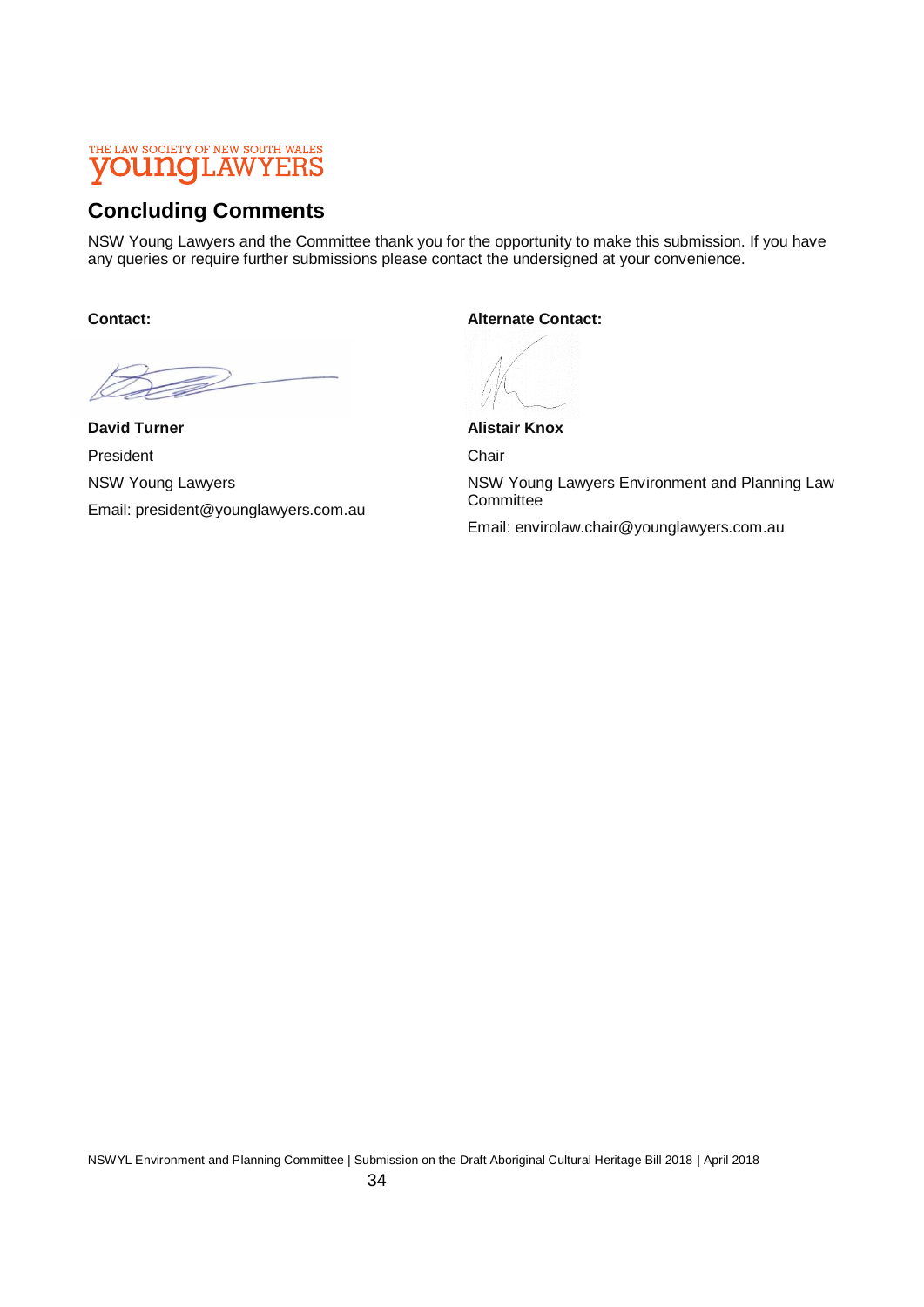## Concluding Comments

NSW Young Lawyers and the Committee thank you for the opportunity to make this submission. If you have any queries or require further submissions please contact the undersigned at your convenience.

**Contact:**

**David Turner**

President

NSW Young Lawyers

Email: president@younglawyers.com.au

**Alternate Contact:**

**Alistair Knox**

Chair

NSW Young Lawyers Environment and Planning Law Committee

Email: envirolaw.chair@younglawyers.com.au